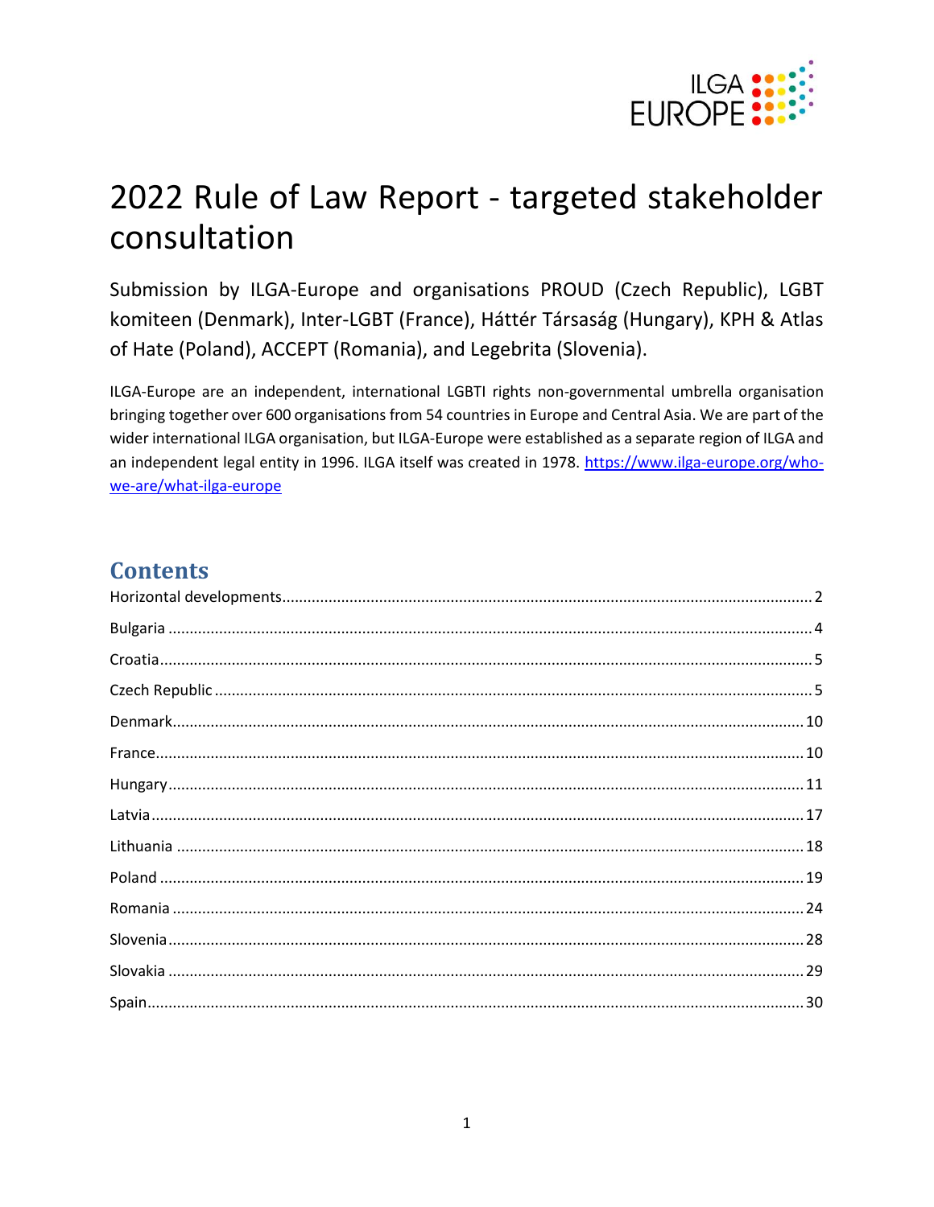# 2022 Rule of Law Report - targeted stakeholder consultation

Submission by ILGA-Europe and organisations PROUD (Czech Republic), LGBT komiteen (Denmark), Inter-LGBT (France), Háttér Társaság (Hungary), KPH & Atlas of Hate (Poland), ACCEPT (Romania), and Legebrita (Slovenia).

ILGA-Europe are an independent, international LGBTI rights non-governmental umbrella organisation bringing together over 600 organisations from 54 countries in Europe and Central Asia. We are part of the wider international ILGA organisation, but ILGA-Europe were established as a separate region of ILGA and an independent legal entity in 1996. ILGA itself was created in 1978. https://www.ilga-europe.org/who-we-are/what-ilga-europe

## Contents

- Horizontal developments ... 2
- Bulgaria ... 4
- Croatia ... 5
- Czech Republic ... 5
- Denmark ... 10
- France ... 10
- Hungary ... 11
- Latvia ... 17
- Lithuania ... 18
- Poland ... 19
- Romania ... 24
- Slovenia ... 28
- Slovakia ... 29
- Spain ... 30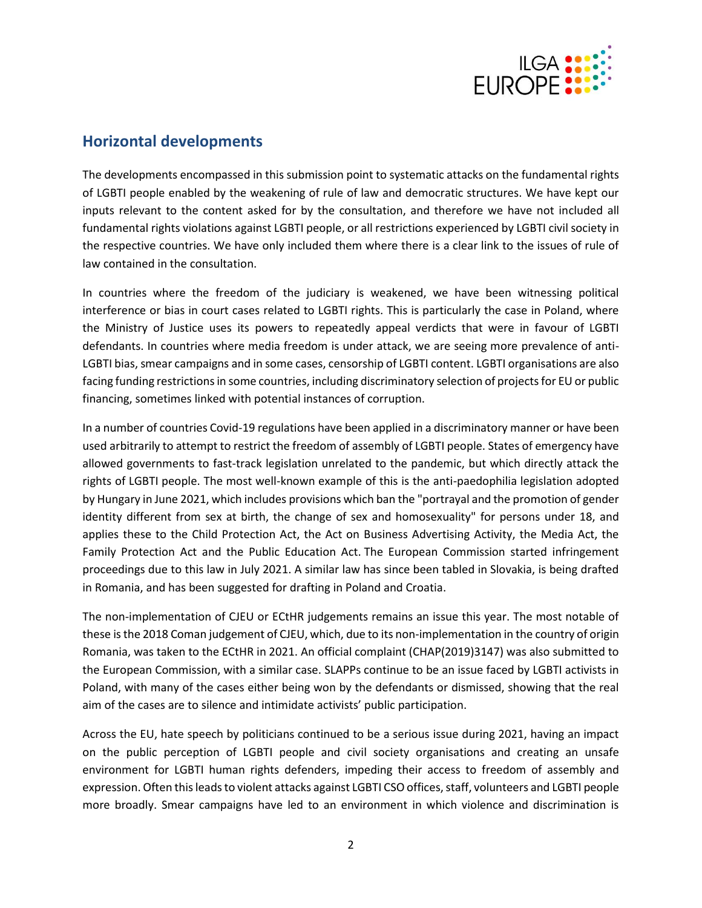## Horizontal developments

The developments encompassed in this submission point to systematic attacks on the fundamental rights of LGBTI people enabled by the weakening of rule of law and democratic structures. We have kept our inputs relevant to the content asked for by the consultation, and therefore we have not included all fundamental rights violations against LGBTI people, or all restrictions experienced by LGBTI civil society in the respective countries. We have only included them where there is a clear link to the issues of rule of law contained in the consultation.

In countries where the freedom of the judiciary is weakened, we have been witnessing political interference or bias in court cases related to LGBTI rights. This is particularly the case in Poland, where the Ministry of Justice uses its powers to repeatedly appeal verdicts that were in favour of LGBTI defendants. In countries where media freedom is under attack, we are seeing more prevalence of anti-LGBTI bias, smear campaigns and in some cases, censorship of LGBTI content. LGBTI organisations are also facing funding restrictions in some countries, including discriminatory selection of projects for EU or public financing, sometimes linked with potential instances of corruption.

In a number of countries Covid-19 regulations have been applied in a discriminatory manner or have been used arbitrarily to attempt to restrict the freedom of assembly of LGBTI people. States of emergency have allowed governments to fast-track legislation unrelated to the pandemic, but which directly attack the rights of LGBTI people. The most well-known example of this is the anti-paedophilia legislation adopted by Hungary in June 2021, which includes provisions which ban the "portrayal and the promotion of gender identity different from sex at birth, the change of sex and homosexuality" for persons under 18, and applies these to the Child Protection Act, the Act on Business Advertising Activity, the Media Act, the Family Protection Act and the Public Education Act. The European Commission started infringement proceedings due to this law in July 2021. A similar law has since been tabled in Slovakia, is being drafted in Romania, and has been suggested for drafting in Poland and Croatia.

The non-implementation of CJEU or ECtHR judgements remains an issue this year. The most notable of these is the 2018 Coman judgement of CJEU, which, due to its non-implementation in the country of origin Romania, was taken to the ECtHR in 2021. An official complaint (CHAP(2019)3147) was also submitted to the European Commission, with a similar case. SLAPPs continue to be an issue faced by LGBTI activists in Poland, with many of the cases either being won by the defendants or dismissed, showing that the real aim of the cases are to silence and intimidate activists' public participation.

Across the EU, hate speech by politicians continued to be a serious issue during 2021, having an impact on the public perception of LGBTI people and civil society organisations and creating an unsafe environment for LGBTI human rights defenders, impeding their access to freedom of assembly and expression. Often this leads to violent attacks against LGBTI CSO offices, staff, volunteers and LGBTI people more broadly. Smear campaigns have led to an environment in which violence and discrimination is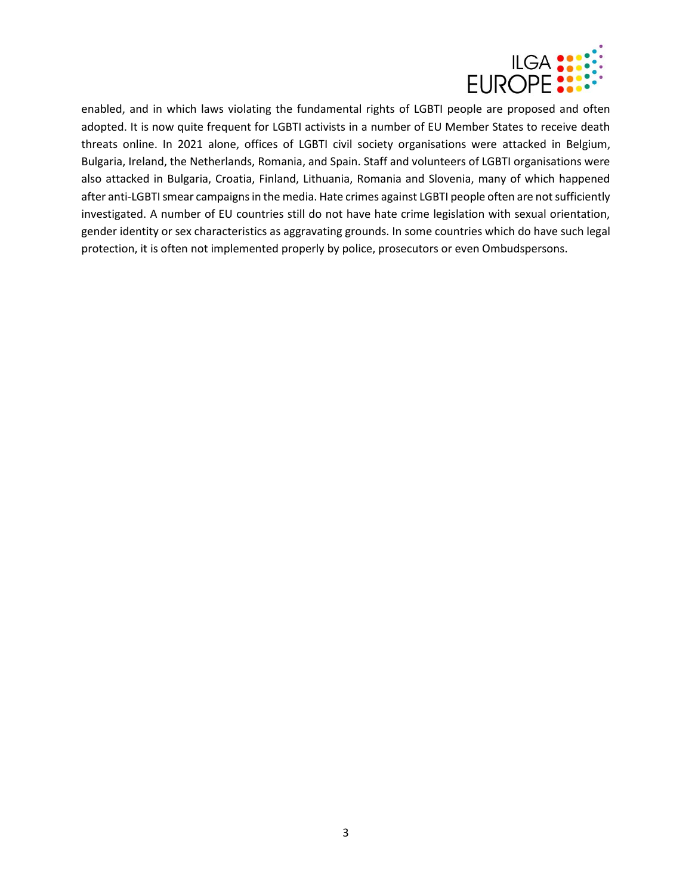enabled, and in which laws violating the fundamental rights of LGBTI people are proposed and often adopted. It is now quite frequent for LGBTI activists in a number of EU Member States to receive death threats online. In 2021 alone, offices of LGBTI civil society organisations were attacked in Belgium, Bulgaria, Ireland, the Netherlands, Romania, and Spain. Staff and volunteers of LGBTI organisations were also attacked in Bulgaria, Croatia, Finland, Lithuania, Romania and Slovenia, many of which happened after anti-LGBTI smear campaigns in the media. Hate crimes against LGBTI people often are not sufficiently investigated. A number of EU countries still do not have hate crime legislation with sexual orientation, gender identity or sex characteristics as aggravating grounds. In some countries which do have such legal protection, it is often not implemented properly by police, prosecutors or even Ombudspersons.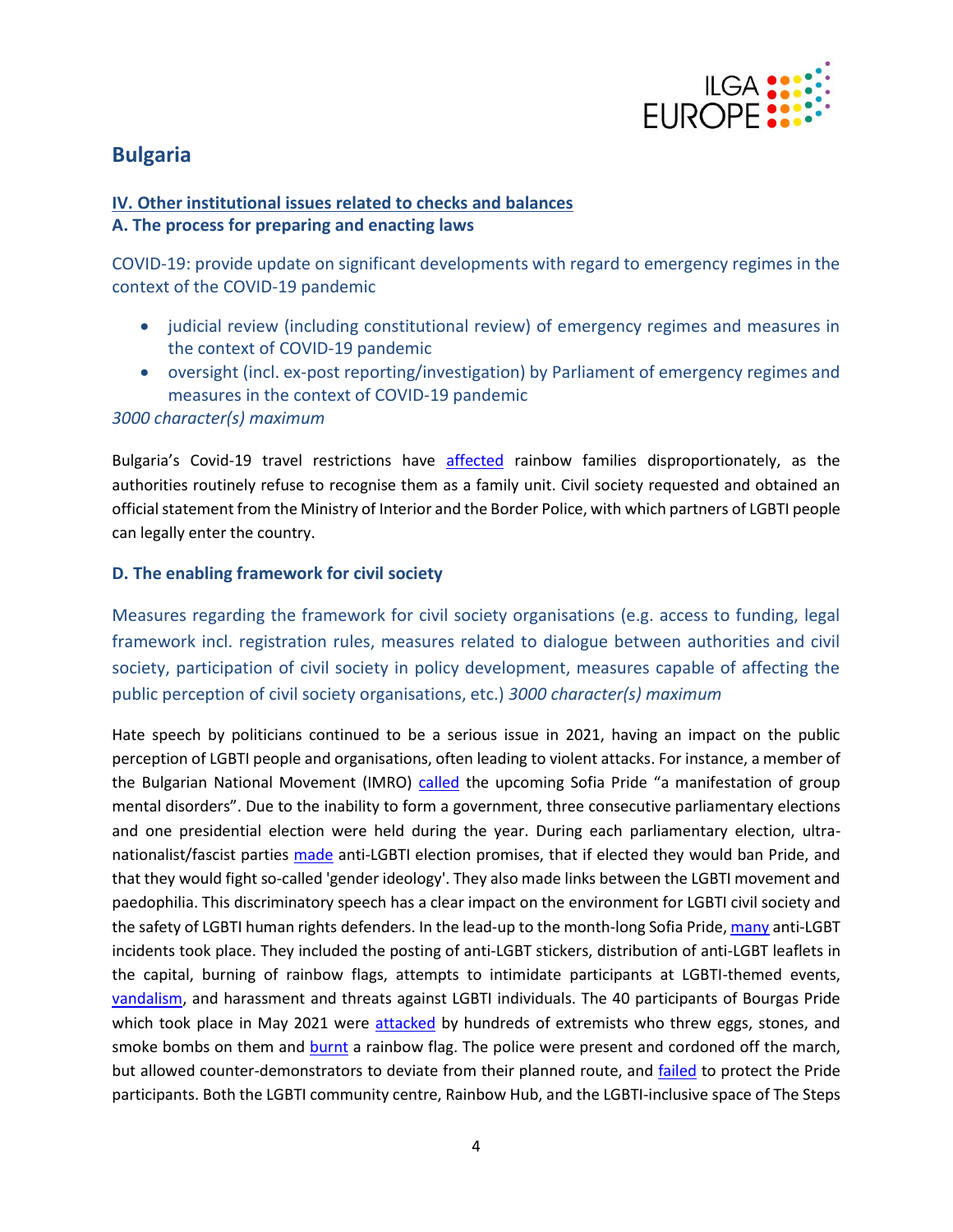## Bulgaria

### IV. Other institutional issues related to checks and balances

### A. The process for preparing and enacting laws

COVID-19: provide update on significant developments with regard to emergency regimes in the context of the COVID-19 pandemic

- judicial review (including constitutional review) of emergency regimes and measures in the context of COVID-19 pandemic
- oversight (incl. ex-post reporting/investigation) by Parliament of emergency regimes and measures in the context of COVID-19 pandemic

*3000 character(s) maximum*

Bulgaria's Covid-19 travel restrictions have affected rainbow families disproportionately, as the authorities routinely refuse to recognise them as a family unit. Civil society requested and obtained an official statement from the Ministry of Interior and the Border Police, with which partners of LGBTI people can legally enter the country.

### D. The enabling framework for civil society

Measures regarding the framework for civil society organisations (e.g. access to funding, legal framework incl. registration rules, measures related to dialogue between authorities and civil society, participation of civil society in policy development, measures capable of affecting the public perception of civil society organisations, etc.) *3000 character(s) maximum*

Hate speech by politicians continued to be a serious issue in 2021, having an impact on the public perception of LGBTI people and organisations, often leading to violent attacks. For instance, a member of the Bulgarian National Movement (IMRO) called the upcoming Sofia Pride "a manifestation of group mental disorders". Due to the inability to form a government, three consecutive parliamentary elections and one presidential election were held during the year. During each parliamentary election, ultra-nationalist/fascist parties made anti-LGBTI election promises, that if elected they would ban Pride, and that they would fight so-called 'gender ideology'. They also made links between the LGBTI movement and paedophilia. This discriminatory speech has a clear impact on the environment for LGBTI civil society and the safety of LGBTI human rights defenders. In the lead-up to the month-long Sofia Pride, many anti-LGBT incidents took place. They included the posting of anti-LGBT stickers, distribution of anti-LGBT leaflets in the capital, burning of rainbow flags, attempts to intimidate participants at LGBTI-themed events, vandalism, and harassment and threats against LGBTI individuals. The 40 participants of Bourgas Pride which took place in May 2021 were attacked by hundreds of extremists who threw eggs, stones, and smoke bombs on them and burnt a rainbow flag. The police were present and cordoned off the march, but allowed counter-demonstrators to deviate from their planned route, and failed to protect the Pride participants. Both the LGBTI community centre, Rainbow Hub, and the LGBTI-inclusive space of The Steps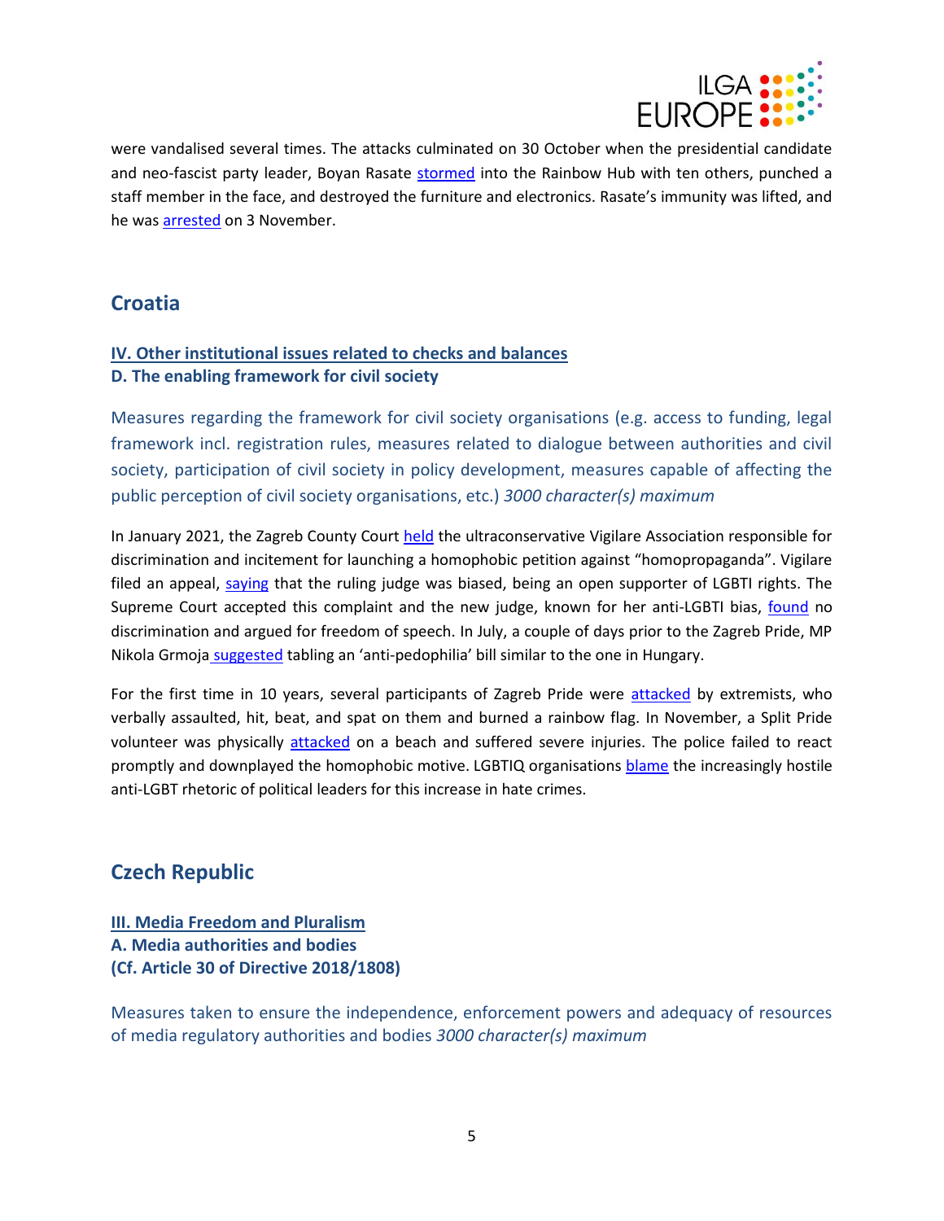were vandalised several times. The attacks culminated on 30 October when the presidential candidate and neo-fascist party leader, Boyan Rasate stormed into the Rainbow Hub with ten others, punched a staff member in the face, and destroyed the furniture and electronics. Rasate's immunity was lifted, and he was arrested on 3 November.

## Croatia

### IV. Other institutional issues related to checks and balances
### D. The enabling framework for civil society

Measures regarding the framework for civil society organisations (e.g. access to funding, legal framework incl. registration rules, measures related to dialogue between authorities and civil society, participation of civil society in policy development, measures capable of affecting the public perception of civil society organisations, etc.) *3000 character(s) maximum*

In January 2021, the Zagreb County Court held the ultraconservative Vigilare Association responsible for discrimination and incitement for launching a homophobic petition against "homopropaganda". Vigilare filed an appeal, saying that the ruling judge was biased, being an open supporter of LGBTI rights. The Supreme Court accepted this complaint and the new judge, known for her anti-LGBTI bias, found no discrimination and argued for freedom of speech. In July, a couple of days prior to the Zagreb Pride, MP Nikola Grmoja suggested tabling an 'anti-pedophilia' bill similar to the one in Hungary.

For the first time in 10 years, several participants of Zagreb Pride were attacked by extremists, who verbally assaulted, hit, beat, and spat on them and burned a rainbow flag. In November, a Split Pride volunteer was physically attacked on a beach and suffered severe injuries. The police failed to react promptly and downplayed the homophobic motive. LGBTIQ organisations blame the increasingly hostile anti-LGBT rhetoric of political leaders for this increase in hate crimes.

## Czech Republic

### III. Media Freedom and Pluralism
### A. Media authorities and bodies
### (Cf. Article 30 of Directive 2018/1808)

Measures taken to ensure the independence, enforcement powers and adequacy of resources of media regulatory authorities and bodies *3000 character(s) maximum*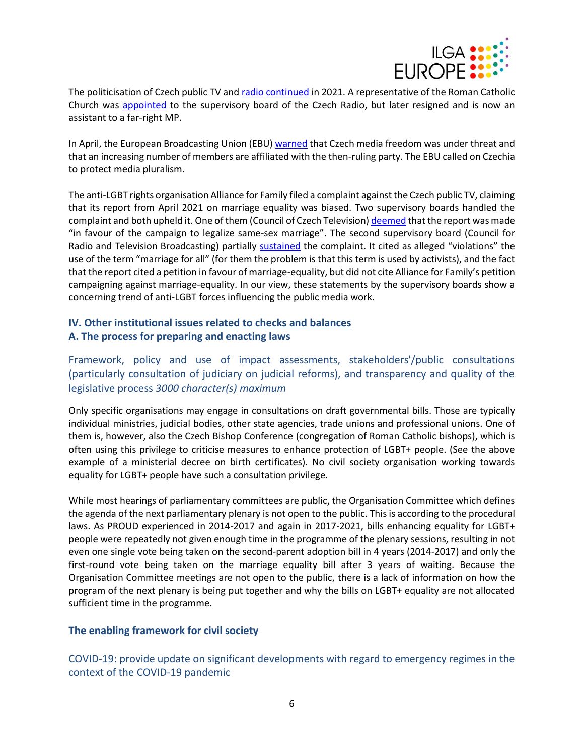The politicisation of Czech public TV and radio continued in 2021. A representative of the Roman Catholic Church was appointed to the supervisory board of the Czech Radio, but later resigned and is now an assistant to a far-right MP.

In April, the European Broadcasting Union (EBU) warned that Czech media freedom was under threat and that an increasing number of members are affiliated with the then-ruling party. The EBU called on Czechia to protect media pluralism.

The anti-LGBT rights organisation Alliance for Family filed a complaint against the Czech public TV, claiming that its report from April 2021 on marriage equality was biased. Two supervisory boards handled the complaint and both upheld it. One of them (Council of Czech Television) deemed that the report was made "in favour of the campaign to legalize same-sex marriage". The second supervisory board (Council for Radio and Television Broadcasting) partially sustained the complaint. It cited as alleged "violations" the use of the term "marriage for all" (for them the problem is that this term is used by activists), and the fact that the report cited a petition in favour of marriage-equality, but did not cite Alliance for Family's petition campaigning against marriage-equality. In our view, these statements by the supervisory boards show a concerning trend of anti-LGBT forces influencing the public media work.

## IV. Other institutional issues related to checks and balances

### A. The process for preparing and enacting laws

#### Framework, policy and use of impact assessments, stakeholders'/public consultations (particularly consultation of judiciary on judicial reforms), and transparency and quality of the legislative process *3000 character(s) maximum*

Only specific organisations may engage in consultations on draft governmental bills. Those are typically individual ministries, judicial bodies, other state agencies, trade unions and professional unions. One of them is, however, also the Czech Bishop Conference (congregation of Roman Catholic bishops), which is often using this privilege to criticise measures to enhance protection of LGBT+ people. (See the above example of a ministerial decree on birth certificates). No civil society organisation working towards equality for LGBT+ people have such a consultation privilege.

While most hearings of parliamentary committees are public, the Organisation Committee which defines the agenda of the next parliamentary plenary is not open to the public. This is according to the procedural laws. As PROUD experienced in 2014-2017 and again in 2017-2021, bills enhancing equality for LGBT+ people were repeatedly not given enough time in the programme of the plenary sessions, resulting in not even one single vote being taken on the second-parent adoption bill in 4 years (2014-2017) and only the first-round vote being taken on the marriage equality bill after 3 years of waiting. Because the Organisation Committee meetings are not open to the public, there is a lack of information on how the program of the next plenary is being put together and why the bills on LGBT+ equality are not allocated sufficient time in the programme.

### The enabling framework for civil society

#### COVID-19: provide update on significant developments with regard to emergency regimes in the context of the COVID-19 pandemic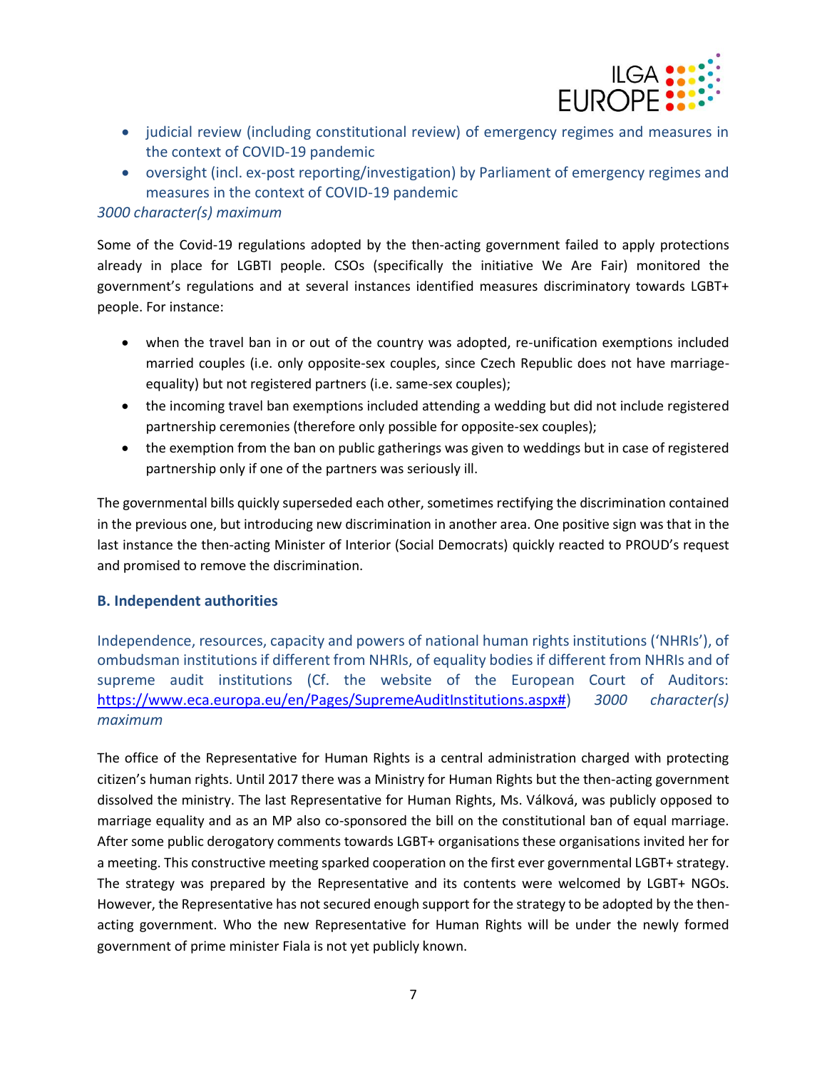- judicial review (including constitutional review) of emergency regimes and measures in the context of COVID-19 pandemic
- oversight (incl. ex-post reporting/investigation) by Parliament of emergency regimes and measures in the context of COVID-19 pandemic

*3000 character(s) maximum*

Some of the Covid-19 regulations adopted by the then-acting government failed to apply protections already in place for LGBTI people. CSOs (specifically the initiative We Are Fair) monitored the government's regulations and at several instances identified measures discriminatory towards LGBT+ people. For instance:

- when the travel ban in or out of the country was adopted, re-unification exemptions included married couples (i.e. only opposite-sex couples, since Czech Republic does not have marriage-equality) but not registered partners (i.e. same-sex couples);
- the incoming travel ban exemptions included attending a wedding but did not include registered partnership ceremonies (therefore only possible for opposite-sex couples);
- the exemption from the ban on public gatherings was given to weddings but in case of registered partnership only if one of the partners was seriously ill.

The governmental bills quickly superseded each other, sometimes rectifying the discrimination contained in the previous one, but introducing new discrimination in another area. One positive sign was that in the last instance the then-acting Minister of Interior (Social Democrats) quickly reacted to PROUD's request and promised to remove the discrimination.

### B. Independent authorities

Independence, resources, capacity and powers of national human rights institutions ('NHRIs'), of ombudsman institutions if different from NHRIs, of equality bodies if different from NHRIs and of supreme audit institutions (Cf. the website of the European Court of Auditors: [https://www.eca.europa.eu/en/Pages/SupremeAuditInstitutions.aspx#](https://www.eca.europa.eu/en/Pages/SupremeAuditInstitutions.aspx#)) *3000 character(s) maximum*

The office of the Representative for Human Rights is a central administration charged with protecting citizen's human rights. Until 2017 there was a Ministry for Human Rights but the then-acting government dissolved the ministry. The last Representative for Human Rights, Ms. Válková, was publicly opposed to marriage equality and as an MP also co-sponsored the bill on the constitutional ban of equal marriage. After some public derogatory comments towards LGBT+ organisations these organisations invited her for a meeting. This constructive meeting sparked cooperation on the first ever governmental LGBT+ strategy. The strategy was prepared by the Representative and its contents were welcomed by LGBT+ NGOs. However, the Representative has not secured enough support for the strategy to be adopted by the then-acting government. Who the new Representative for Human Rights will be under the newly formed government of prime minister Fiala is not yet publicly known.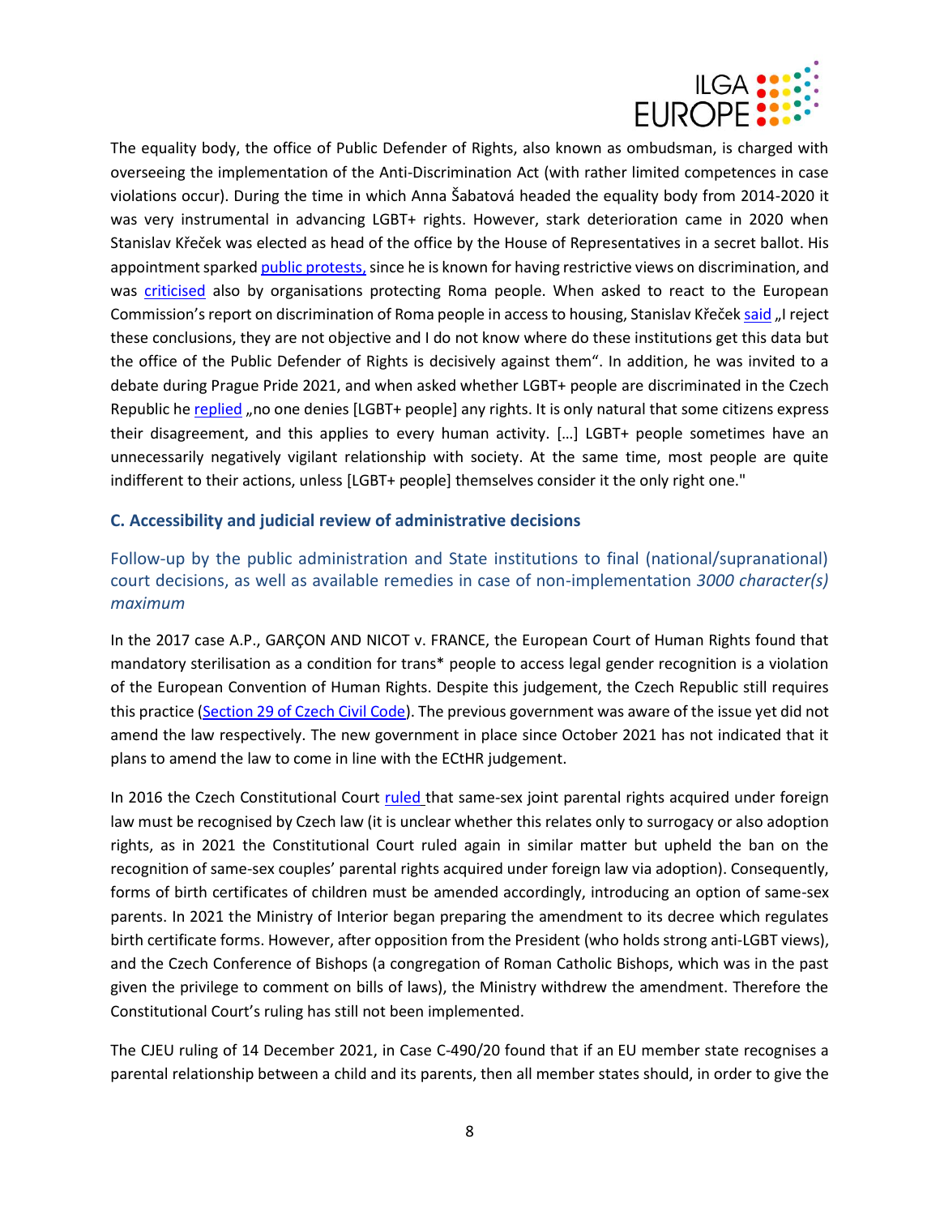The equality body, the office of Public Defender of Rights, also known as ombudsman, is charged with overseeing the implementation of the Anti-Discrimination Act (with rather limited competences in case violations occur). During the time in which Anna Šabatová headed the equality body from 2014-2020 it was very instrumental in advancing LGBT+ rights. However, stark deterioration came in 2020 when Stanislav Křeček was elected as head of the office by the House of Representatives in a secret ballot. His appointment sparked public protests, since he is known for having restrictive views on discrimination, and was criticised also by organisations protecting Roma people. When asked to react to the European Commission's report on discrimination of Roma people in access to housing, Stanislav Křeček said „I reject these conclusions, they are not objective and I do not know where do these institutions get this data but the office of the Public Defender of Rights is decisively against them". In addition, he was invited to a debate during Prague Pride 2021, and when asked whether LGBT+ people are discriminated in the Czech Republic he replied „no one denies [LGBT+ people] any rights. It is only natural that some citizens express their disagreement, and this applies to every human activity. […] LGBT+ people sometimes have an unnecessarily negatively vigilant relationship with society. At the same time, most people are quite indifferent to their actions, unless [LGBT+ people] themselves consider it the only right one."

### C. Accessibility and judicial review of administrative decisions

#### Follow-up by the public administration and State institutions to final (national/supranational) court decisions, as well as available remedies in case of non-implementation *3000 character(s) maximum*

In the 2017 case A.P., GARÇON AND NICOT v. FRANCE, the European Court of Human Rights found that mandatory sterilisation as a condition for trans* people to access legal gender recognition is a violation of the European Convention of Human Rights. Despite this judgement, the Czech Republic still requires this practice (Section 29 of Czech Civil Code). The previous government was aware of the issue yet did not amend the law respectively. The new government in place since October 2021 has not indicated that it plans to amend the law to come in line with the ECtHR judgement.

In 2016 the Czech Constitutional Court ruled that same-sex joint parental rights acquired under foreign law must be recognised by Czech law (it is unclear whether this relates only to surrogacy or also adoption rights, as in 2021 the Constitutional Court ruled again in similar matter but upheld the ban on the recognition of same-sex couples' parental rights acquired under foreign law via adoption). Consequently, forms of birth certificates of children must be amended accordingly, introducing an option of same-sex parents. In 2021 the Ministry of Interior began preparing the amendment to its decree which regulates birth certificate forms. However, after opposition from the President (who holds strong anti-LGBT views), and the Czech Conference of Bishops (a congregation of Roman Catholic Bishops, which was in the past given the privilege to comment on bills of laws), the Ministry withdrew the amendment. Therefore the Constitutional Court's ruling has still not been implemented.

The CJEU ruling of 14 December 2021, in Case C-490/20 found that if an EU member state recognises a parental relationship between a child and its parents, then all member states should, in order to give the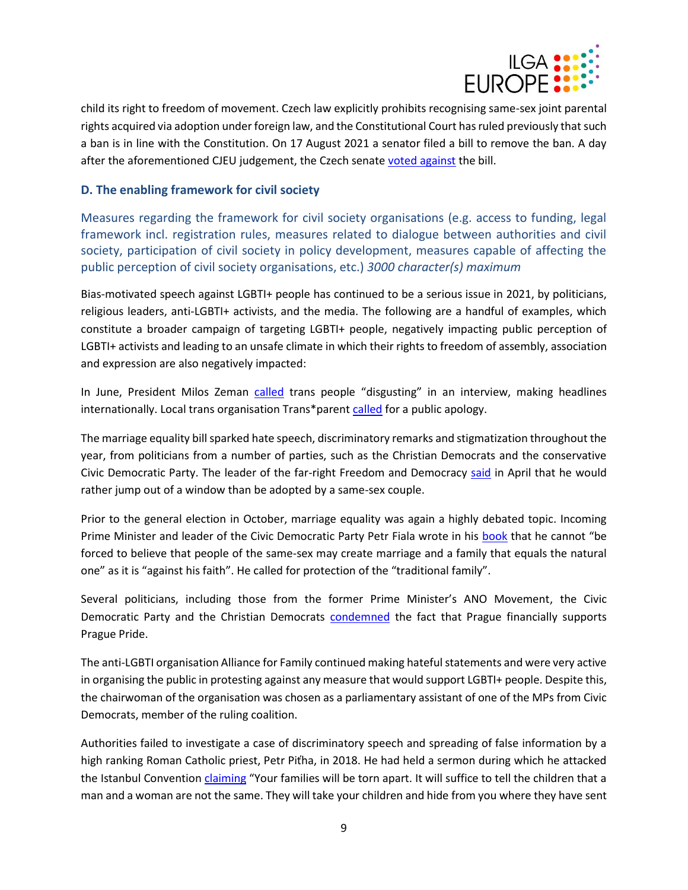child its right to freedom of movement. Czech law explicitly prohibits recognising same-sex joint parental rights acquired via adoption under foreign law, and the Constitutional Court has ruled previously that such a ban is in line with the Constitution. On 17 August 2021 a senator filed a bill to remove the ban. A day after the aforementioned CJEU judgement, the Czech senate voted against the bill.

### D. The enabling framework for civil society

Measures regarding the framework for civil society organisations (e.g. access to funding, legal framework incl. registration rules, measures related to dialogue between authorities and civil society, participation of civil society in policy development, measures capable of affecting the public perception of civil society organisations, etc.) *3000 character(s) maximum*

Bias-motivated speech against LGBTI+ people has continued to be a serious issue in 2021, by politicians, religious leaders, anti-LGBTI+ activists, and the media. The following are a handful of examples, which constitute a broader campaign of targeting LGBTI+ people, negatively impacting public perception of LGBTI+ activists and leading to an unsafe climate in which their rights to freedom of assembly, association and expression are also negatively impacted:

In June, President Milos Zeman called trans people "disgusting" in an interview, making headlines internationally. Local trans organisation Trans*parent called for a public apology.

The marriage equality bill sparked hate speech, discriminatory remarks and stigmatization throughout the year, from politicians from a number of parties, such as the Christian Democrats and the conservative Civic Democratic Party. The leader of the far-right Freedom and Democracy said in April that he would rather jump out of a window than be adopted by a same-sex couple.

Prior to the general election in October, marriage equality was again a highly debated topic. Incoming Prime Minister and leader of the Civic Democratic Party Petr Fiala wrote in his book that he cannot "be forced to believe that people of the same-sex may create marriage and a family that equals the natural one" as it is "against his faith". He called for protection of the "traditional family".

Several politicians, including those from the former Prime Minister's ANO Movement, the Civic Democratic Party and the Christian Democrats condemned the fact that Prague financially supports Prague Pride.

The anti-LGBTI organisation Alliance for Family continued making hateful statements and were very active in organising the public in protesting against any measure that would support LGBTI+ people. Despite this, the chairwoman of the organisation was chosen as a parliamentary assistant of one of the MPs from Civic Democrats, member of the ruling coalition.

Authorities failed to investigate a case of discriminatory speech and spreading of false information by a high ranking Roman Catholic priest, Petr Piťha, in 2018. He had held a sermon during which he attacked the Istanbul Convention claiming "Your families will be torn apart. It will suffice to tell the children that a man and a woman are not the same. They will take your children and hide from you where they have sent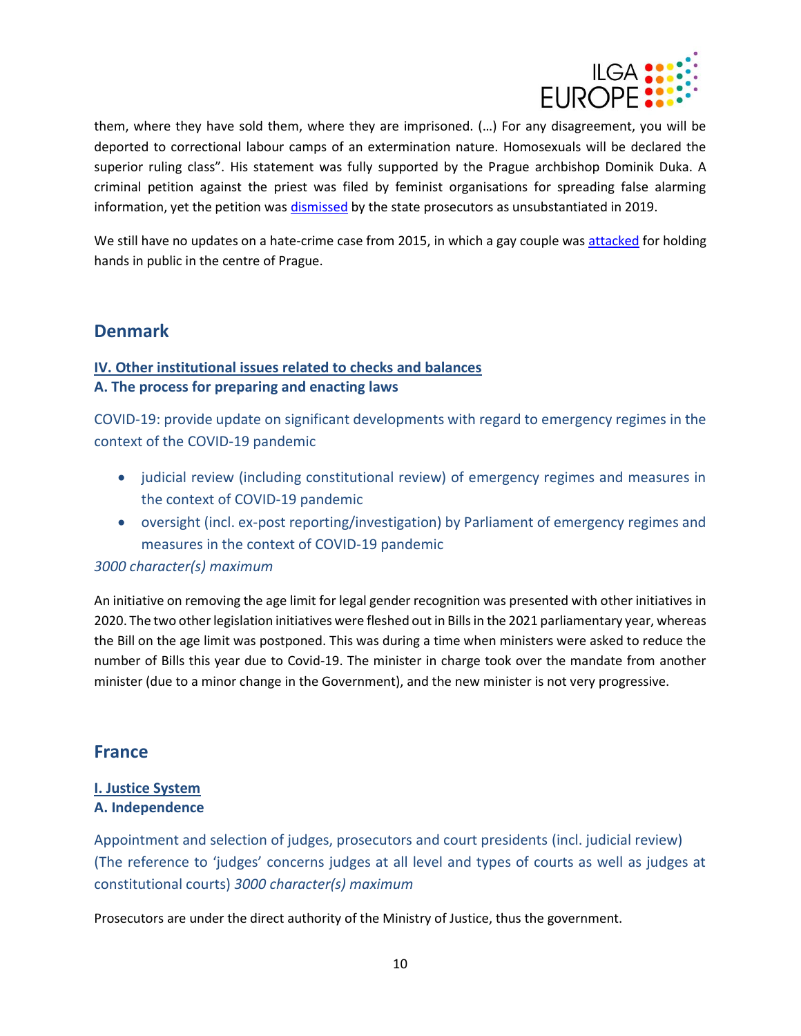them, where they have sold them, where they are imprisoned. (…) For any disagreement, you will be deported to correctional labour camps of an extermination nature. Homosexuals will be declared the superior ruling class". His statement was fully supported by the Prague archbishop Dominik Duka. A criminal petition against the priest was filed by feminist organisations for spreading false alarming information, yet the petition was dismissed by the state prosecutors as unsubstantiated in 2019.

We still have no updates on a hate-crime case from 2015, in which a gay couple was attacked for holding hands in public in the centre of Prague.

## Denmark

### IV. Other institutional issues related to checks and balances

### A. The process for preparing and enacting laws

COVID-19: provide update on significant developments with regard to emergency regimes in the context of the COVID-19 pandemic

- judicial review (including constitutional review) of emergency regimes and measures in the context of COVID-19 pandemic
- oversight (incl. ex-post reporting/investigation) by Parliament of emergency regimes and measures in the context of COVID-19 pandemic

*3000 character(s) maximum*

An initiative on removing the age limit for legal gender recognition was presented with other initiatives in 2020. The two other legislation initiatives were fleshed out in Bills in the 2021 parliamentary year, whereas the Bill on the age limit was postponed. This was during a time when ministers were asked to reduce the number of Bills this year due to Covid-19. The minister in charge took over the mandate from another minister (due to a minor change in the Government), and the new minister is not very progressive.

## France

### I. Justice System

### A. Independence

Appointment and selection of judges, prosecutors and court presidents (incl. judicial review) (The reference to 'judges' concerns judges at all level and types of courts as well as judges at constitutional courts) *3000 character(s) maximum*

Prosecutors are under the direct authority of the Ministry of Justice, thus the government.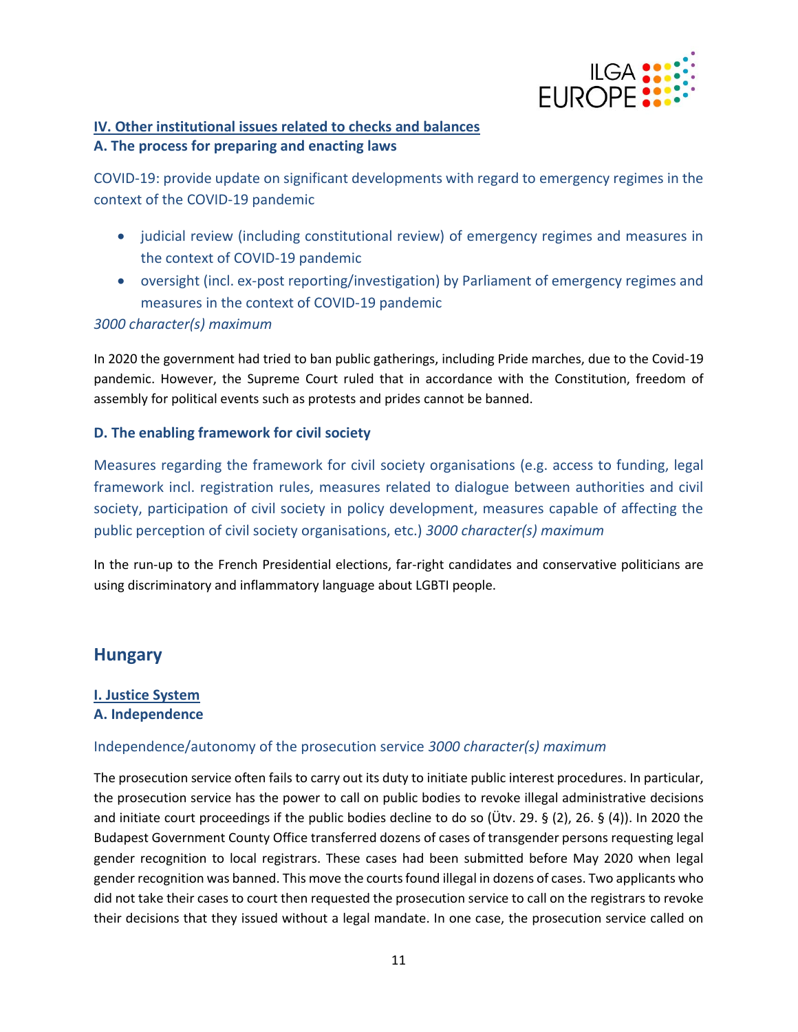## IV. Other institutional issues related to checks and balances

### A. The process for preparing and enacting laws

COVID-19: provide update on significant developments with regard to emergency regimes in the context of the COVID-19 pandemic

- judicial review (including constitutional review) of emergency regimes and measures in the context of COVID-19 pandemic
- oversight (incl. ex-post reporting/investigation) by Parliament of emergency regimes and measures in the context of COVID-19 pandemic

*3000 character(s) maximum*

In 2020 the government had tried to ban public gatherings, including Pride marches, due to the Covid-19 pandemic. However, the Supreme Court ruled that in accordance with the Constitution, freedom of assembly for political events such as protests and prides cannot be banned.

### D. The enabling framework for civil society

Measures regarding the framework for civil society organisations (e.g. access to funding, legal framework incl. registration rules, measures related to dialogue between authorities and civil society, participation of civil society in policy development, measures capable of affecting the public perception of civil society organisations, etc.) *3000 character(s) maximum*

In the run-up to the French Presidential elections, far-right candidates and conservative politicians are using discriminatory and inflammatory language about LGBTI people.

# Hungary

## I. Justice System

### A. Independence

Independence/autonomy of the prosecution service *3000 character(s) maximum*

The prosecution service often fails to carry out its duty to initiate public interest procedures. In particular, the prosecution service has the power to call on public bodies to revoke illegal administrative decisions and initiate court proceedings if the public bodies decline to do so (Ütv. 29. § (2), 26. § (4)). In 2020 the Budapest Government County Office transferred dozens of cases of transgender persons requesting legal gender recognition to local registrars. These cases had been submitted before May 2020 when legal gender recognition was banned. This move the courts found illegal in dozens of cases. Two applicants who did not take their cases to court then requested the prosecution service to call on the registrars to revoke their decisions that they issued without a legal mandate. In one case, the prosecution service called on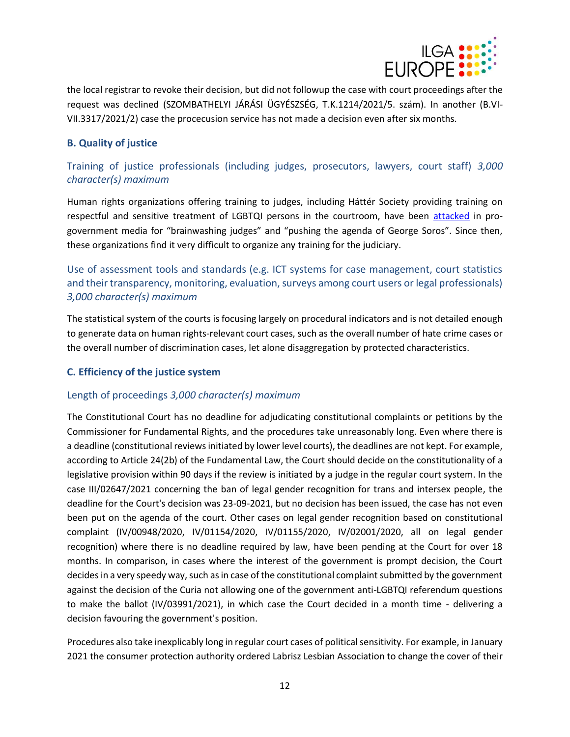the local registrar to revoke their decision, but did not followup the case with court proceedings after the request was declined (SZOMBATHELYI JÁRÁSI ÜGYÉSZSÉG, T.K.1214/2021/5. szám). In another (B.VI-VII.3317/2021/2) case the procecusion service has not made a decision even after six months.

### B. Quality of justice

#### Training of justice professionals (including judges, prosecutors, lawyers, court staff) *3,000 character(s) maximum*

Human rights organizations offering training to judges, including Háttér Society providing training on respectful and sensitive treatment of LGBTQI persons in the courtroom, have been attacked in pro-government media for "brainwashing judges" and "pushing the agenda of George Soros". Since then, these organizations find it very difficult to organize any training for the judiciary.

#### Use of assessment tools and standards (e.g. ICT systems for case management, court statistics and their transparency, monitoring, evaluation, surveys among court users or legal professionals) *3,000 character(s) maximum*

The statistical system of the courts is focusing largely on procedural indicators and is not detailed enough to generate data on human rights-relevant court cases, such as the overall number of hate crime cases or the overall number of discrimination cases, let alone disaggregation by protected characteristics.

### C. Efficiency of the justice system

#### Length of proceedings *3,000 character(s) maximum*

The Constitutional Court has no deadline for adjudicating constitutional complaints or petitions by the Commissioner for Fundamental Rights, and the procedures take unreasonably long. Even where there is a deadline (constitutional reviews initiated by lower level courts), the deadlines are not kept. For example, according to Article 24(2b) of the Fundamental Law, the Court should decide on the constitutionality of a legislative provision within 90 days if the review is initiated by a judge in the regular court system. In the case III/02647/2021 concerning the ban of legal gender recognition for trans and intersex people, the deadline for the Court's decision was 23-09-2021, but no decision has been issued, the case has not even been put on the agenda of the court. Other cases on legal gender recognition based on constitutional complaint (IV/00948/2020, IV/01154/2020, IV/01155/2020, IV/02001/2020, all on legal gender recognition) where there is no deadline required by law, have been pending at the Court for over 18 months. In comparison, in cases where the interest of the government is prompt decision, the Court decides in a very speedy way, such as in case of the constitutional complaint submitted by the government against the decision of the Curia not allowing one of the government anti-LGBTQI referendum questions to make the ballot (IV/03991/2021), in which case the Court decided in a month time - delivering a decision favouring the government's position.

Procedures also take inexplicably long in regular court cases of political sensitivity. For example, in January 2021 the consumer protection authority ordered Labrisz Lesbian Association to change the cover of their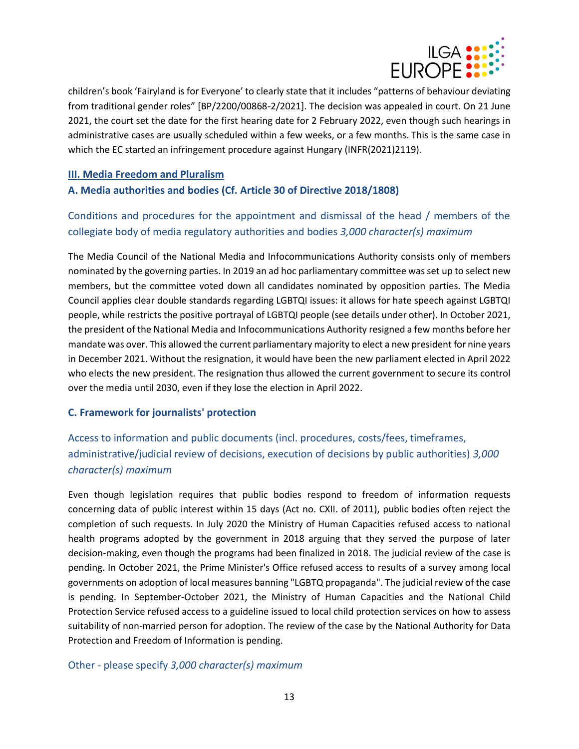children's book 'Fairyland is for Everyone' to clearly state that it includes "patterns of behaviour deviating from traditional gender roles" [BP/2200/00868-2/2021]. The decision was appealed in court. On 21 June 2021, the court set the date for the first hearing date for 2 February 2022, even though such hearings in administrative cases are usually scheduled within a few weeks, or a few months. This is the same case in which the EC started an infringement procedure against Hungary (INFR(2021)2119).

## III. Media Freedom and Pluralism

### A. Media authorities and bodies (Cf. Article 30 of Directive 2018/1808)

#### Conditions and procedures for the appointment and dismissal of the head / members of the collegiate body of media regulatory authorities and bodies *3,000 character(s) maximum*

The Media Council of the National Media and Infocommunications Authority consists only of members nominated by the governing parties. In 2019 an ad hoc parliamentary committee was set up to select new members, but the committee voted down all candidates nominated by opposition parties. The Media Council applies clear double standards regarding LGBTQI issues: it allows for hate speech against LGBTQI people, while restricts the positive portrayal of LGBTQI people (see details under other). In October 2021, the president of the National Media and Infocommunications Authority resigned a few months before her mandate was over. This allowed the current parliamentary majority to elect a new president for nine years in December 2021. Without the resignation, it would have been the new parliament elected in April 2022 who elects the new president. The resignation thus allowed the current government to secure its control over the media until 2030, even if they lose the election in April 2022.

### C. Framework for journalists' protection

#### Access to information and public documents (incl. procedures, costs/fees, timeframes, administrative/judicial review of decisions, execution of decisions by public authorities) *3,000 character(s) maximum*

Even though legislation requires that public bodies respond to freedom of information requests concerning data of public interest within 15 days (Act no. CXII. of 2011), public bodies often reject the completion of such requests. In July 2020 the Ministry of Human Capacities refused access to national health programs adopted by the government in 2018 arguing that they served the purpose of later decision-making, even though the programs had been finalized in 2018. The judicial review of the case is pending. In October 2021, the Prime Minister's Office refused access to results of a survey among local governments on adoption of local measures banning "LGBTQ propaganda". The judicial review of the case is pending. In September-October 2021, the Ministry of Human Capacities and the National Child Protection Service refused access to a guideline issued to local child protection services on how to assess suitability of non-married person for adoption. The review of the case by the National Authority for Data Protection and Freedom of Information is pending.

#### Other - please specify *3,000 character(s) maximum*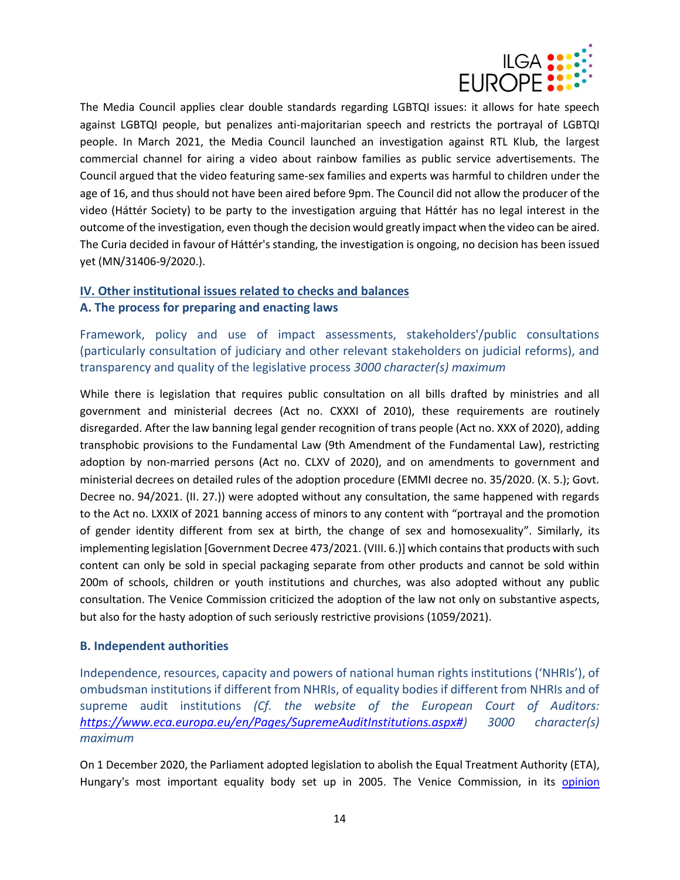The Media Council applies clear double standards regarding LGBTQI issues: it allows for hate speech against LGBTQI people, but penalizes anti-majoritarian speech and restricts the portrayal of LGBTQI people. In March 2021, the Media Council launched an investigation against RTL Klub, the largest commercial channel for airing a video about rainbow families as public service advertisements. The Council argued that the video featuring same-sex families and experts was harmful to children under the age of 16, and thus should not have been aired before 9pm. The Council did not allow the producer of the video (Háttér Society) to be party to the investigation arguing that Háttér has no legal interest in the outcome of the investigation, even though the decision would greatly impact when the video can be aired. The Curia decided in favour of Háttér's standing, the investigation is ongoing, no decision has been issued yet (MN/31406-9/2020.).

## IV. Other institutional issues related to checks and balances

### A. The process for preparing and enacting laws

Framework, policy and use of impact assessments, stakeholders'/public consultations (particularly consultation of judiciary and other relevant stakeholders on judicial reforms), and transparency and quality of the legislative process *3000 character(s) maximum*

While there is legislation that requires public consultation on all bills drafted by ministries and all government and ministerial decrees (Act no. CXXXI of 2010), these requirements are routinely disregarded. After the law banning legal gender recognition of trans people (Act no. XXX of 2020), adding transphobic provisions to the Fundamental Law (9th Amendment of the Fundamental Law), restricting adoption by non-married persons (Act no. CLXV of 2020), and on amendments to government and ministerial decrees on detailed rules of the adoption procedure (EMMI decree no. 35/2020. (X. 5.); Govt. Decree no. 94/2021. (II. 27.)) were adopted without any consultation, the same happened with regards to the Act no. LXXIX of 2021 banning access of minors to any content with "portrayal and the promotion of gender identity different from sex at birth, the change of sex and homosexuality". Similarly, its implementing legislation [Government Decree 473/2021. (VIII. 6.)] which contains that products with such content can only be sold in special packaging separate from other products and cannot be sold within 200m of schools, children or youth institutions and churches, was also adopted without any public consultation. The Venice Commission criticized the adoption of the law not only on substantive aspects, but also for the hasty adoption of such seriously restrictive provisions (1059/2021).

### B. Independent authorities

Independence, resources, capacity and powers of national human rights institutions ('NHRIs'), of ombudsman institutions if different from NHRIs, of equality bodies if different from NHRIs and of supreme audit institutions *(Cf. the website of the European Court of Auditors: https://www.eca.europa.eu/en/Pages/SupremeAuditInstitutions.aspx#) 3000 character(s) maximum*

On 1 December 2020, the Parliament adopted legislation to abolish the Equal Treatment Authority (ETA), Hungary's most important equality body set up in 2005. The Venice Commission, in its opinion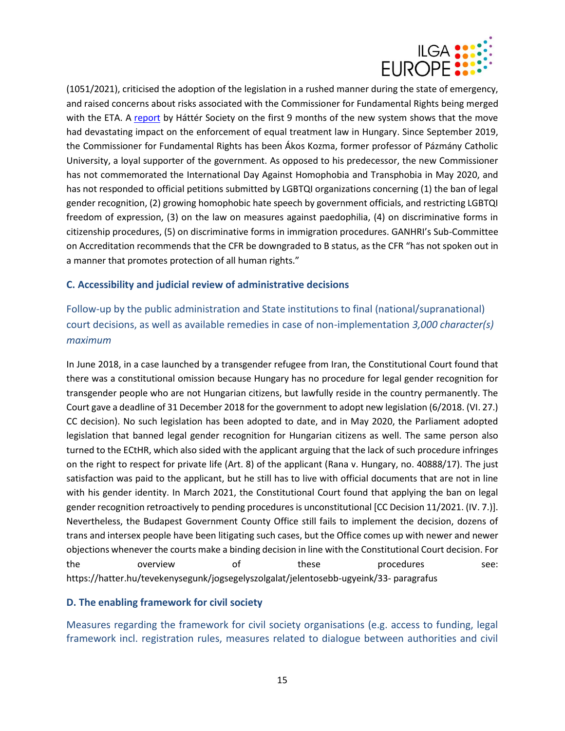(1051/2021), criticised the adoption of the legislation in a rushed manner during the state of emergency, and raised concerns about risks associated with the Commissioner for Fundamental Rights being merged with the ETA. A [report](report) by Háttér Society on the first 9 months of the new system shows that the move had devastating impact on the enforcement of equal treatment law in Hungary. Since September 2019, the Commissioner for Fundamental Rights has been Ákos Kozma, former professor of Pázmány Catholic University, a loyal supporter of the government. As opposed to his predecessor, the new Commissioner has not commemorated the International Day Against Homophobia and Transphobia in May 2020, and has not responded to official petitions submitted by LGBTQI organizations concerning (1) the ban of legal gender recognition, (2) growing homophobic hate speech by government officials, and restricting LGBTQI freedom of expression, (3) on the law on measures against paedophilia, (4) on discriminative forms in citizenship procedures, (5) on discriminative forms in immigration procedures. GANHRI's Sub-Committee on Accreditation recommends that the CFR be downgraded to B status, as the CFR "has not spoken out in a manner that promotes protection of all human rights."

### C. Accessibility and judicial review of administrative decisions

#### Follow-up by the public administration and State institutions to final (national/supranational) court decisions, as well as available remedies in case of non-implementation *3,000 character(s) maximum*

In June 2018, in a case launched by a transgender refugee from Iran, the Constitutional Court found that there was a constitutional omission because Hungary has no procedure for legal gender recognition for transgender people who are not Hungarian citizens, but lawfully reside in the country permanently. The Court gave a deadline of 31 December 2018 for the government to adopt new legislation (6/2018. (VI. 27.) CC decision). No such legislation has been adopted to date, and in May 2020, the Parliament adopted legislation that banned legal gender recognition for Hungarian citizens as well. The same person also turned to the ECtHR, which also sided with the applicant arguing that the lack of such procedure infringes on the right to respect for private life (Art. 8) of the applicant (Rana v. Hungary, no. 40888/17). The just satisfaction was paid to the applicant, but he still has to live with official documents that are not in line with his gender identity. In March 2021, the Constitutional Court found that applying the ban on legal gender recognition retroactively to pending procedures is unconstitutional [CC Decision 11/2021. (IV. 7.)]. Nevertheless, the Budapest Government County Office still fails to implement the decision, dozens of trans and intersex people have been litigating such cases, but the Office comes up with newer and newer objections whenever the courts make a binding decision in line with the Constitutional Court decision. For the overview of these procedures see: https://hatter.hu/tevekenysegunk/jogsegelyszolgalat/jelentosebb-ugyeink/33- paragrafus

### D. The enabling framework for civil society

#### Measures regarding the framework for civil society organisations (e.g. access to funding, legal framework incl. registration rules, measures related to dialogue between authorities and civil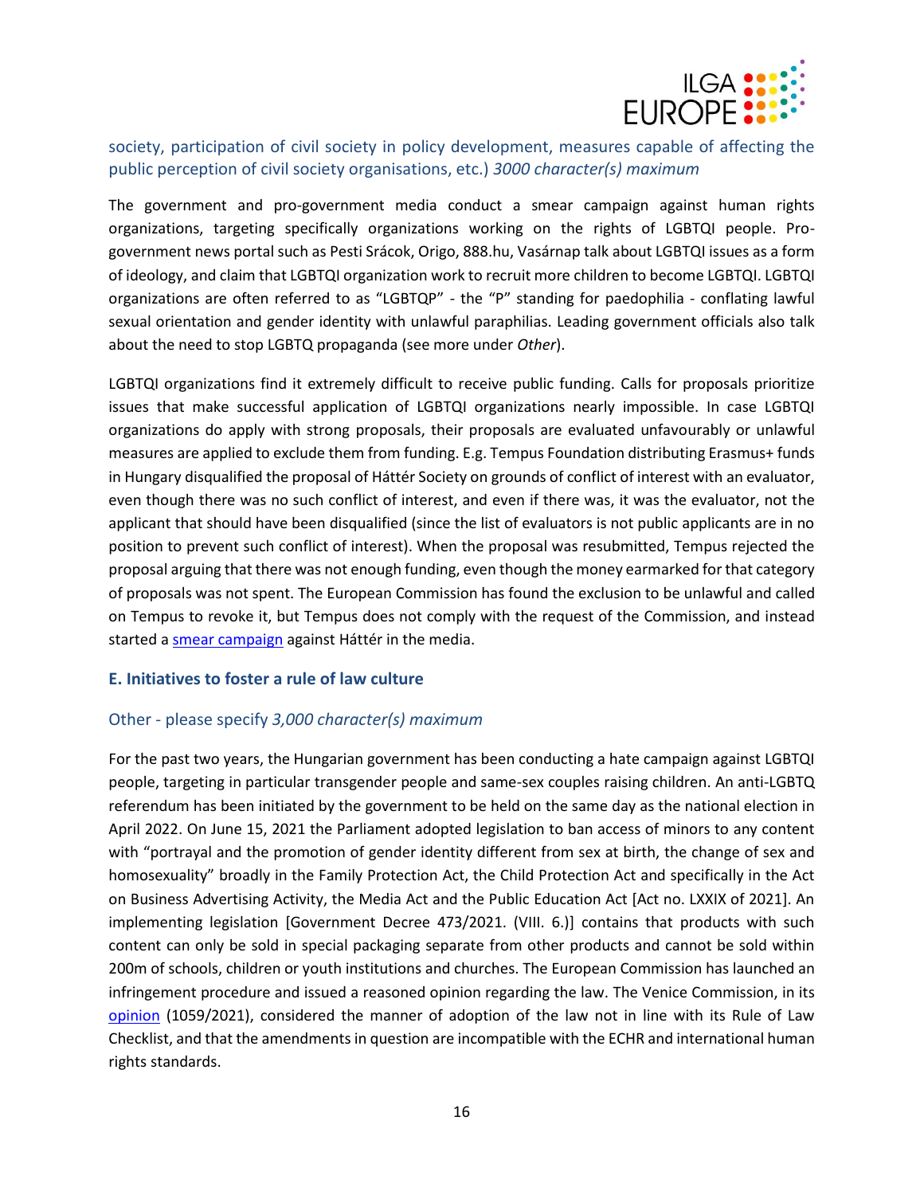society, participation of civil society in policy development, measures capable of affecting the public perception of civil society organisations, etc.) *3000 character(s) maximum*

The government and pro-government media conduct a smear campaign against human rights organizations, targeting specifically organizations working on the rights of LGBTQI people. Pro-government news portal such as Pesti Srácok, Origo, 888.hu, Vasárnap talk about LGBTQI issues as a form of ideology, and claim that LGBTQI organization work to recruit more children to become LGBTQI. LGBTQI organizations are often referred to as "LGBTQP" - the "P" standing for paedophilia - conflating lawful sexual orientation and gender identity with unlawful paraphilias. Leading government officials also talk about the need to stop LGBTQ propaganda (see more under *Other*).

LGBTQI organizations find it extremely difficult to receive public funding. Calls for proposals prioritize issues that make successful application of LGBTQI organizations nearly impossible. In case LGBTQI organizations do apply with strong proposals, their proposals are evaluated unfavourably or unlawful measures are applied to exclude them from funding. E.g. Tempus Foundation distributing Erasmus+ funds in Hungary disqualified the proposal of Háttér Society on grounds of conflict of interest with an evaluator, even though there was no such conflict of interest, and even if there was, it was the evaluator, not the applicant that should have been disqualified (since the list of evaluators is not public applicants are in no position to prevent such conflict of interest). When the proposal was resubmitted, Tempus rejected the proposal arguing that there was not enough funding, even though the money earmarked for that category of proposals was not spent. The European Commission has found the exclusion to be unlawful and called on Tempus to revoke it, but Tempus does not comply with the request of the Commission, and instead started a smear campaign against Háttér in the media.

### E. Initiatives to foster a rule of law culture

#### Other - please specify *3,000 character(s) maximum*

For the past two years, the Hungarian government has been conducting a hate campaign against LGBTQI people, targeting in particular transgender people and same-sex couples raising children. An anti-LGBTQ referendum has been initiated by the government to be held on the same day as the national election in April 2022. On June 15, 2021 the Parliament adopted legislation to ban access of minors to any content with "portrayal and the promotion of gender identity different from sex at birth, the change of sex and homosexuality" broadly in the Family Protection Act, the Child Protection Act and specifically in the Act on Business Advertising Activity, the Media Act and the Public Education Act [Act no. LXXIX of 2021]. An implementing legislation [Government Decree 473/2021. (VIII. 6.)] contains that products with such content can only be sold in special packaging separate from other products and cannot be sold within 200m of schools, children or youth institutions and churches. The European Commission has launched an infringement procedure and issued a reasoned opinion regarding the law. The Venice Commission, in its opinion (1059/2021), considered the manner of adoption of the law not in line with its Rule of Law Checklist, and that the amendments in question are incompatible with the ECHR and international human rights standards.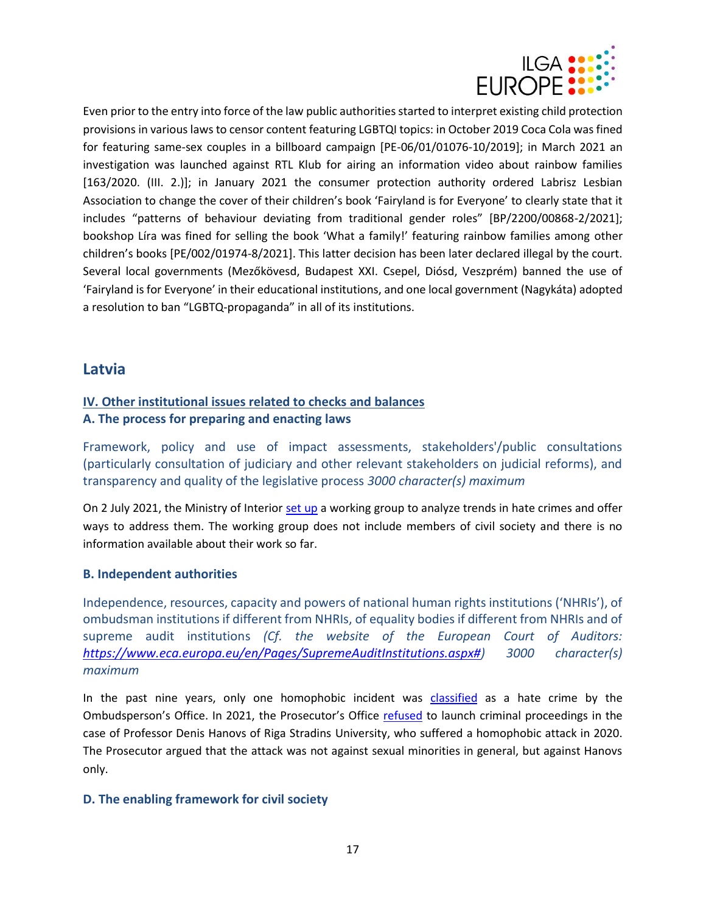Even prior to the entry into force of the law public authorities started to interpret existing child protection provisions in various laws to censor content featuring LGBTQI topics: in October 2019 Coca Cola was fined for featuring same-sex couples in a billboard campaign [PE-06/01/01076-10/2019]; in March 2021 an investigation was launched against RTL Klub for airing an information video about rainbow families [163/2020. (III. 2.)]; in January 2021 the consumer protection authority ordered Labrisz Lesbian Association to change the cover of their children's book 'Fairyland is for Everyone' to clearly state that it includes "patterns of behaviour deviating from traditional gender roles" [BP/2200/00868-2/2021]; bookshop Líra was fined for selling the book 'What a family!' featuring rainbow families among other children's books [PE/002/01974-8/2021]. This latter decision has been later declared illegal by the court. Several local governments (Mezőkövesd, Budapest XXI. Csepel, Diósd, Veszprém) banned the use of 'Fairyland is for Everyone' in their educational institutions, and one local government (Nagykáta) adopted a resolution to ban "LGBTQ-propaganda" in all of its institutions.

## Latvia

### IV. Other institutional issues related to checks and balances

### A. The process for preparing and enacting laws

Framework, policy and use of impact assessments, stakeholders'/public consultations (particularly consultation of judiciary and other relevant stakeholders on judicial reforms), and transparency and quality of the legislative process *3000 character(s) maximum*

On 2 July 2021, the Ministry of Interior set up a working group to analyze trends in hate crimes and offer ways to address them. The working group does not include members of civil society and there is no information available about their work so far.

### B. Independent authorities

Independence, resources, capacity and powers of national human rights institutions ('NHRIs'), of ombudsman institutions if different from NHRIs, of equality bodies if different from NHRIs and of supreme audit institutions *(Cf. the website of the European Court of Auditors: https://www.eca.europa.eu/en/Pages/SupremeAuditInstitutions.aspx#) 3000 character(s) maximum*

In the past nine years, only one homophobic incident was classified as a hate crime by the Ombudsperson's Office. In 2021, the Prosecutor's Office refused to launch criminal proceedings in the case of Professor Denis Hanovs of Riga Stradins University, who suffered a homophobic attack in 2020. The Prosecutor argued that the attack was not against sexual minorities in general, but against Hanovs only.

### D. The enabling framework for civil society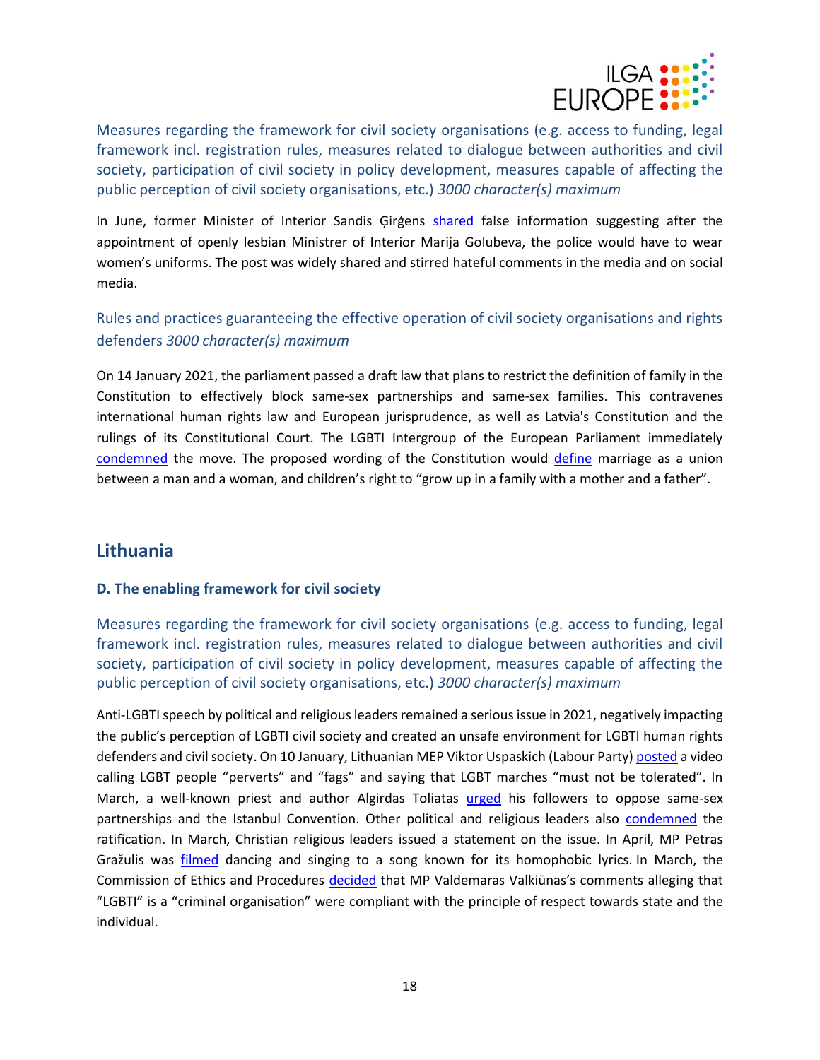Measures regarding the framework for civil society organisations (e.g. access to funding, legal framework incl. registration rules, measures related to dialogue between authorities and civil society, participation of civil society in policy development, measures capable of affecting the public perception of civil society organisations, etc.) *3000 character(s) maximum*

In June, former Minister of Interior Sandis Ģirģens shared false information suggesting after the appointment of openly lesbian Ministrer of Interior Marija Golubeva, the police would have to wear women's uniforms. The post was widely shared and stirred hateful comments in the media and on social media.

Rules and practices guaranteeing the effective operation of civil society organisations and rights defenders *3000 character(s) maximum*

On 14 January 2021, the parliament passed a draft law that plans to restrict the definition of family in the Constitution to effectively block same-sex partnerships and same-sex families. This contravenes international human rights law and European jurisprudence, as well as Latvia's Constitution and the rulings of its Constitutional Court. The LGBTI Intergroup of the European Parliament immediately condemned the move. The proposed wording of the Constitution would define marriage as a union between a man and a woman, and children's right to "grow up in a family with a mother and a father".

## Lithuania

### D. The enabling framework for civil society

Measures regarding the framework for civil society organisations (e.g. access to funding, legal framework incl. registration rules, measures related to dialogue between authorities and civil society, participation of civil society in policy development, measures capable of affecting the public perception of civil society organisations, etc.) *3000 character(s) maximum*

Anti-LGBTI speech by political and religious leaders remained a serious issue in 2021, negatively impacting the public's perception of LGBTI civil society and created an unsafe environment for LGBTI human rights defenders and civil society. On 10 January, Lithuanian MEP Viktor Uspaskich (Labour Party) posted a video calling LGBT people "perverts" and "fags" and saying that LGBT marches "must not be tolerated". In March, a well-known priest and author Algirdas Toliatas urged his followers to oppose same-sex partnerships and the Istanbul Convention. Other political and religious leaders also condemned the ratification. In March, Christian religious leaders issued a statement on the issue. In April, MP Petras Gražulis was filmed dancing and singing to a song known for its homophobic lyrics. In March, the Commission of Ethics and Procedures decided that MP Valdemaras Valkiūnas's comments alleging that "LGBTI" is a "criminal organisation" were compliant with the principle of respect towards state and the individual.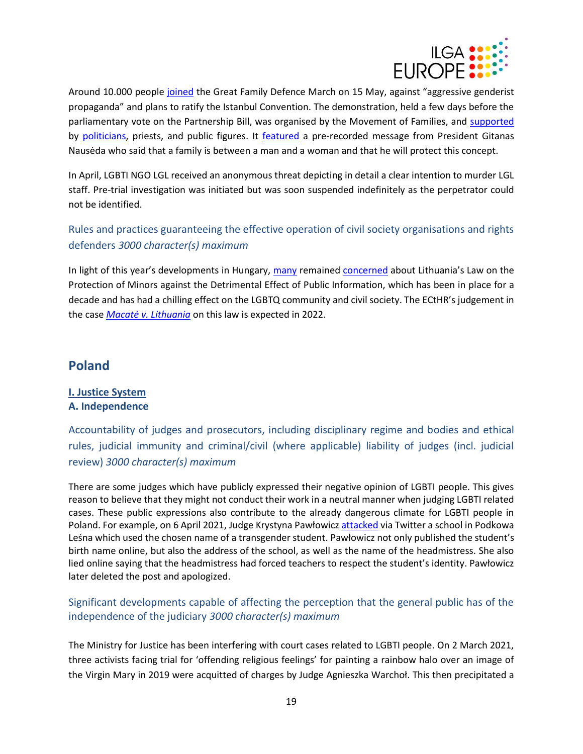Around 10.000 people joined the Great Family Defence March on 15 May, against "aggressive genderist propaganda" and plans to ratify the Istanbul Convention. The demonstration, held a few days before the parliamentary vote on the Partnership Bill, was organised by the Movement of Families, and supported by politicians, priests, and public figures. It featured a pre-recorded message from President Gitanas Nausėda who said that a family is between a man and a woman and that he will protect this concept.

In April, LGBTI NGO LGL received an anonymous threat depicting in detail a clear intention to murder LGL staff. Pre-trial investigation was initiated but was soon suspended indefinitely as the perpetrator could not be identified.

### Rules and practices guaranteeing the effective operation of civil society organisations and rights defenders *3000 character(s) maximum*

In light of this year's developments in Hungary, many remained concerned about Lithuania's Law on the Protection of Minors against the Detrimental Effect of Public Information, which has been in place for a decade and has had a chilling effect on the LGBTQ community and civil society. The ECtHR's judgement in the case *Macatė v. Lithuania* on this law is expected in 2022.

## Poland

**I. Justice System**

**A. Independence**

### Accountability of judges and prosecutors, including disciplinary regime and bodies and ethical rules, judicial immunity and criminal/civil (where applicable) liability of judges (incl. judicial review) *3000 character(s) maximum*

There are some judges which have publicly expressed their negative opinion of LGBTI people. This gives reason to believe that they might not conduct their work in a neutral manner when judging LGBTI related cases. These public expressions also contribute to the already dangerous climate for LGBTI people in Poland. For example, on 6 April 2021, Judge Krystyna Pawłowicz attacked via Twitter a school in Podkowa Leśna which used the chosen name of a transgender student. Pawłowicz not only published the student's birth name online, but also the address of the school, as well as the name of the headmistress. She also lied online saying that the headmistress had forced teachers to respect the student's identity. Pawłowicz later deleted the post and apologized.

### Significant developments capable of affecting the perception that the general public has of the independence of the judiciary *3000 character(s) maximum*

The Ministry for Justice has been interfering with court cases related to LGBTI people. On 2 March 2021, three activists facing trial for 'offending religious feelings' for painting a rainbow halo over an image of the Virgin Mary in 2019 were acquitted of charges by Judge Agnieszka Warchoł. This then precipitated a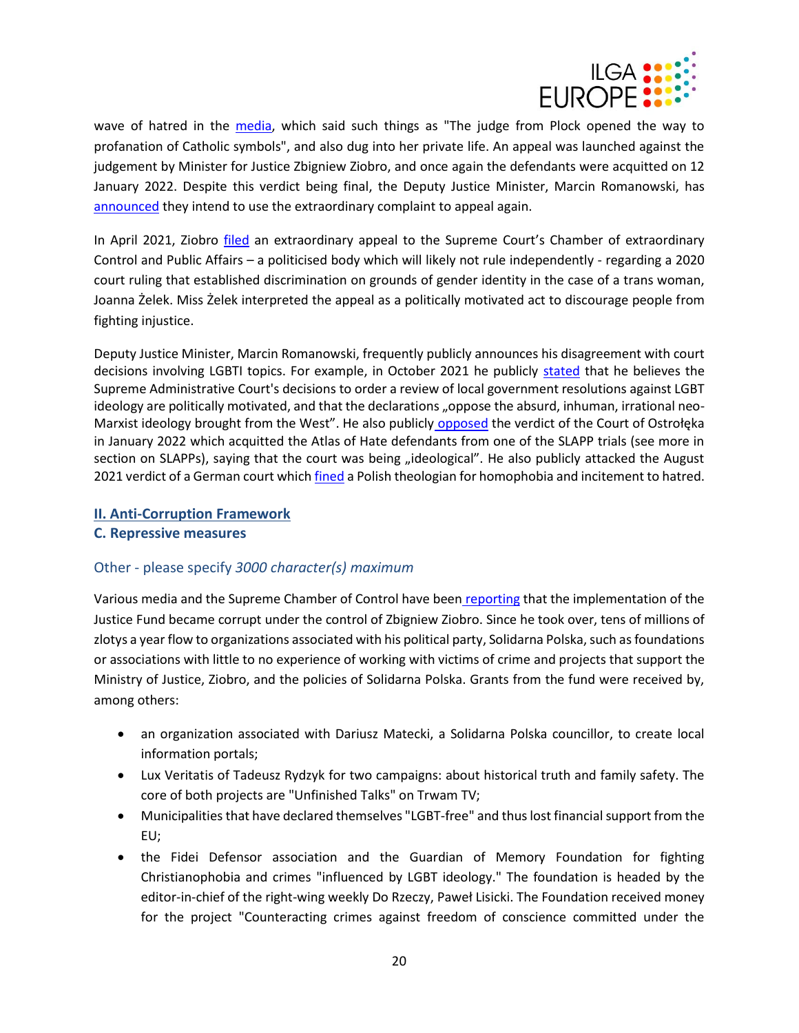wave of hatred in the media, which said such things as "The judge from Plock opened the way to profanation of Catholic symbols", and also dug into her private life. An appeal was launched against the judgement by Minister for Justice Zbigniew Ziobro, and once again the defendants were acquitted on 12 January 2022. Despite this verdict being final, the Deputy Justice Minister, Marcin Romanowski, has announced they intend to use the extraordinary complaint to appeal again.

In April 2021, Ziobro filed an extraordinary appeal to the Supreme Court's Chamber of extraordinary Control and Public Affairs – a politicised body which will likely not rule independently - regarding a 2020 court ruling that established discrimination on grounds of gender identity in the case of a trans woman, Joanna Żelek. Miss Żelek interpreted the appeal as a politically motivated act to discourage people from fighting injustice.

Deputy Justice Minister, Marcin Romanowski, frequently publicly announces his disagreement with court decisions involving LGBTI topics. For example, in October 2021 he publicly stated that he believes the Supreme Administrative Court's decisions to order a review of local government resolutions against LGBT ideology are politically motivated, and that the declarations „oppose the absurd, inhuman, irrational neo-Marxist ideology brought from the West". He also publicly opposed the verdict of the Court of Ostrołęka in January 2022 which acquitted the Atlas of Hate defendants from one of the SLAPP trials (see more in section on SLAPPs), saying that the court was being „ideological". He also publicly attacked the August 2021 verdict of a German court which fined a Polish theologian for homophobia and incitement to hatred.

## II. Anti-Corruption Framework

## C. Repressive measures

### Other - please specify *3000 character(s) maximum*

Various media and the Supreme Chamber of Control have been reporting that the implementation of the Justice Fund became corrupt under the control of Zbigniew Ziobro. Since he took over, tens of millions of zlotys a year flow to organizations associated with his political party, Solidarna Polska, such as foundations or associations with little to no experience of working with victims of crime and projects that support the Ministry of Justice, Ziobro, and the policies of Solidarna Polska. Grants from the fund were received by, among others:

- an organization associated with Dariusz Matecki, a Solidarna Polska councillor, to create local information portals;
- Lux Veritatis of Tadeusz Rydzyk for two campaigns: about historical truth and family safety. The core of both projects are "Unfinished Talks" on Trwam TV;
- Municipalities that have declared themselves "LGBT-free" and thus lost financial support from the EU;
- the Fidei Defensor association and the Guardian of Memory Foundation for fighting Christianophobia and crimes "influenced by LGBT ideology." The foundation is headed by the editor-in-chief of the right-wing weekly Do Rzeczy, Paweł Lisicki. The Foundation received money for the project "Counteracting crimes against freedom of conscience committed under the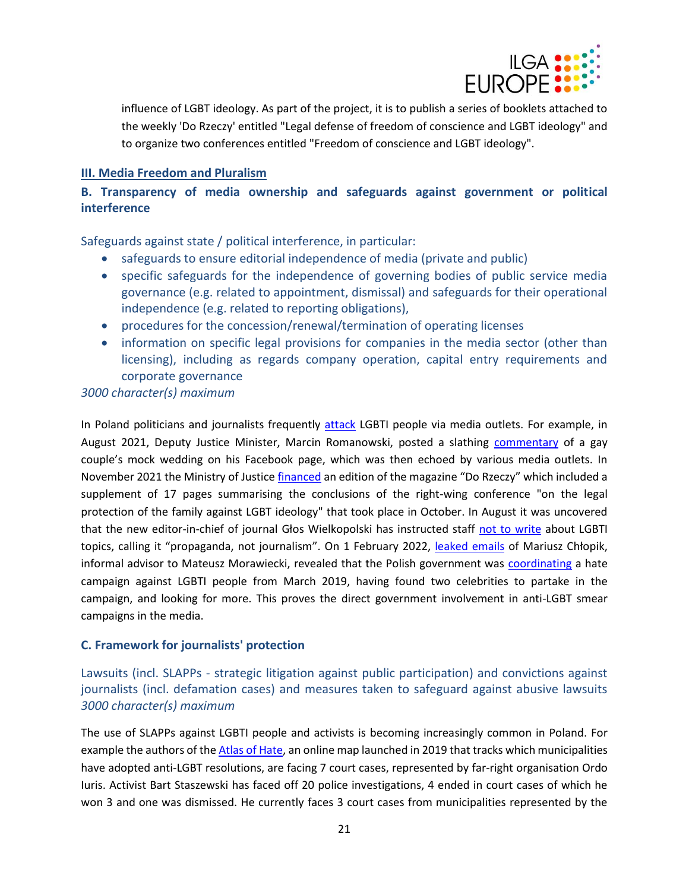influence of LGBT ideology. As part of the project, it is to publish a series of booklets attached to the weekly 'Do Rzeczy' entitled "Legal defense of freedom of conscience and LGBT ideology" and to organize two conferences entitled "Freedom of conscience and LGBT ideology".

## III. Media Freedom and Pluralism

### B. Transparency of media ownership and safeguards against government or political interference

Safeguards against state / political interference, in particular:

- safeguards to ensure editorial independence of media (private and public)
- specific safeguards for the independence of governing bodies of public service media governance (e.g. related to appointment, dismissal) and safeguards for their operational independence (e.g. related to reporting obligations),
- procedures for the concession/renewal/termination of operating licenses
- information on specific legal provisions for companies in the media sector (other than licensing), including as regards company operation, capital entry requirements and corporate governance

*3000 character(s) maximum*

In Poland politicians and journalists frequently attack LGBTI people via media outlets. For example, in August 2021, Deputy Justice Minister, Marcin Romanowski, posted a slathing commentary of a gay couple's mock wedding on his Facebook page, which was then echoed by various media outlets. In November 2021 the Ministry of Justice financed an edition of the magazine "Do Rzeczy" which included a supplement of 17 pages summarising the conclusions of the right-wing conference "on the legal protection of the family against LGBT ideology" that took place in October. In August it was uncovered that the new editor-in-chief of journal Głos Wielkopolski has instructed staff not to write about LGBTI topics, calling it "propaganda, not journalism". On 1 February 2022, leaked emails of Mariusz Chłopik, informal advisor to Mateusz Morawiecki, revealed that the Polish government was coordinating a hate campaign against LGBTI people from March 2019, having found two celebrities to partake in the campaign, and looking for more. This proves the direct government involvement in anti-LGBT smear campaigns in the media.

### C. Framework for journalists' protection

Lawsuits (incl. SLAPPs - strategic litigation against public participation) and convictions against journalists (incl. defamation cases) and measures taken to safeguard against abusive lawsuits *3000 character(s) maximum*

The use of SLAPPs against LGBTI people and activists is becoming increasingly common in Poland. For example the authors of the Atlas of Hate, an online map launched in 2019 that tracks which municipalities have adopted anti-LGBT resolutions, are facing 7 court cases, represented by far-right organisation Ordo Iuris. Activist Bart Staszewski has faced off 20 police investigations, 4 ended in court cases of which he won 3 and one was dismissed. He currently faces 3 court cases from municipalities represented by the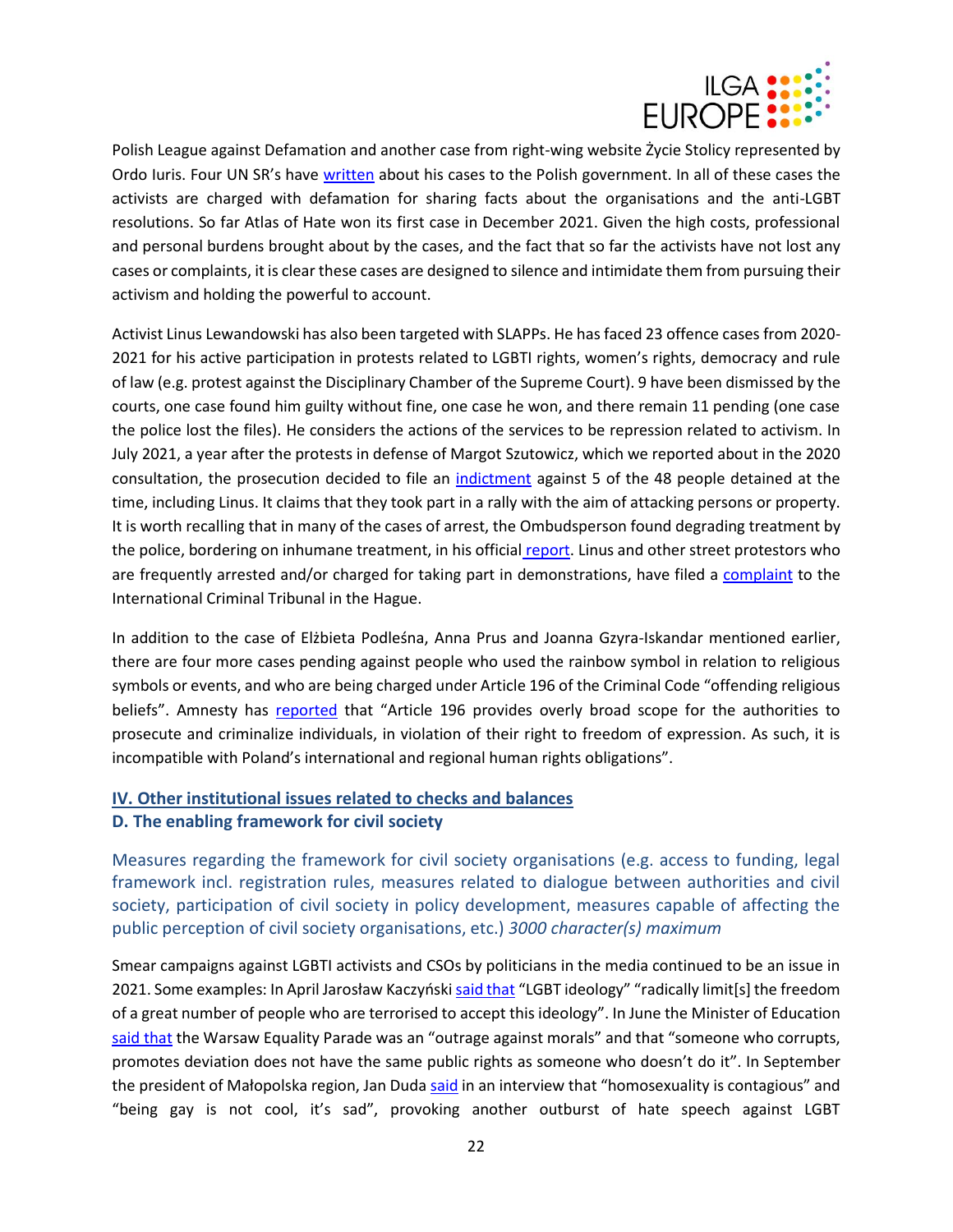Polish League against Defamation and another case from right-wing website Życie Stolicy represented by Ordo Iuris. Four UN SR's have written about his cases to the Polish government. In all of these cases the activists are charged with defamation for sharing facts about the organisations and the anti-LGBT resolutions. So far Atlas of Hate won its first case in December 2021. Given the high costs, professional and personal burdens brought about by the cases, and the fact that so far the activists have not lost any cases or complaints, it is clear these cases are designed to silence and intimidate them from pursuing their activism and holding the powerful to account.

Activist Linus Lewandowski has also been targeted with SLAPPs. He has faced 23 offence cases from 2020-2021 for his active participation in protests related to LGBTI rights, women's rights, democracy and rule of law (e.g. protest against the Disciplinary Chamber of the Supreme Court). 9 have been dismissed by the courts, one case found him guilty without fine, one case he won, and there remain 11 pending (one case the police lost the files). He considers the actions of the services to be repression related to activism. In July 2021, a year after the protests in defense of Margot Szutowicz, which we reported about in the 2020 consultation, the prosecution decided to file an indictment against 5 of the 48 people detained at the time, including Linus. It claims that they took part in a rally with the aim of attacking persons or property. It is worth recalling that in many of the cases of arrest, the Ombudsperson found degrading treatment by the police, bordering on inhumane treatment, in his official report. Linus and other street protestors who are frequently arrested and/or charged for taking part in demonstrations, have filed a complaint to the International Criminal Tribunal in the Hague.

In addition to the case of Elżbieta Podleśna, Anna Prus and Joanna Gzyra-Iskandar mentioned earlier, there are four more cases pending against people who used the rainbow symbol in relation to religious symbols or events, and who are being charged under Article 196 of the Criminal Code "offending religious beliefs". Amnesty has reported that "Article 196 provides overly broad scope for the authorities to prosecute and criminalize individuals, in violation of their right to freedom of expression. As such, it is incompatible with Poland's international and regional human rights obligations".

## IV. Other institutional issues related to checks and balances

### D. The enabling framework for civil society

Measures regarding the framework for civil society organisations (e.g. access to funding, legal framework incl. registration rules, measures related to dialogue between authorities and civil society, participation of civil society in policy development, measures capable of affecting the public perception of civil society organisations, etc.) *3000 character(s) maximum*

Smear campaigns against LGBTI activists and CSOs by politicians in the media continued to be an issue in 2021. Some examples: In April Jarosław Kaczyński said that "LGBT ideology" "radically limit[s] the freedom of a great number of people who are terrorised to accept this ideology". In June the Minister of Education said that the Warsaw Equality Parade was an "outrage against morals" and that "someone who corrupts, promotes deviation does not have the same public rights as someone who doesn't do it". In September the president of Małopolska region, Jan Duda said in an interview that "homosexuality is contagious" and "being gay is not cool, it's sad", provoking another outburst of hate speech against LGBT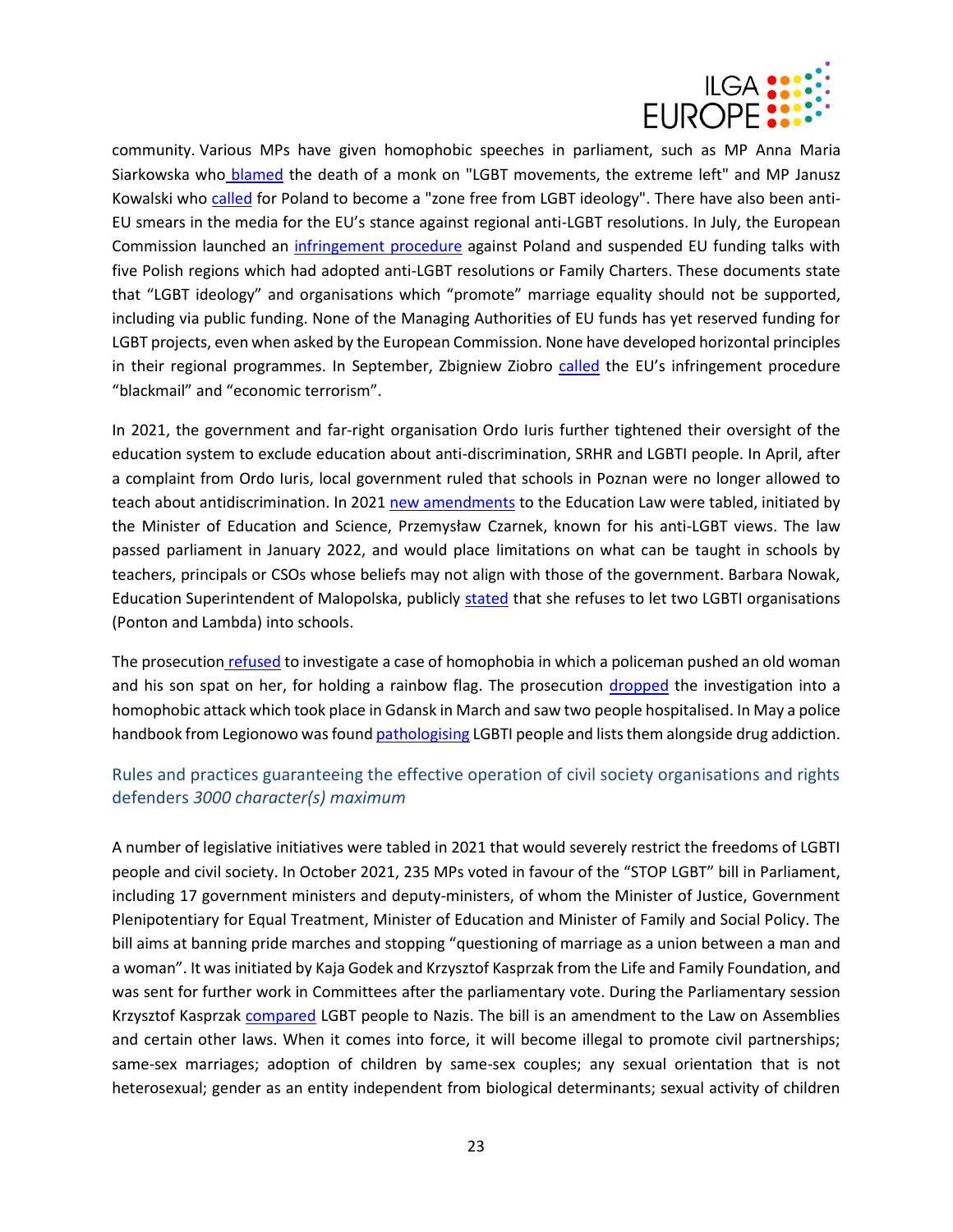community. Various MPs have given homophobic speeches in parliament, such as MP Anna Maria Siarkowska who blamed the death of a monk on "LGBT movements, the extreme left" and MP Janusz Kowalski who called for Poland to become a "zone free from LGBT ideology". There have also been anti-EU smears in the media for the EU's stance against regional anti-LGBT resolutions. In July, the European Commission launched an infringement procedure against Poland and suspended EU funding talks with five Polish regions which had adopted anti-LGBT resolutions or Family Charters. These documents state that "LGBT ideology" and organisations which "promote" marriage equality should not be supported, including via public funding. None of the Managing Authorities of EU funds has yet reserved funding for LGBT projects, even when asked by the European Commission. None have developed horizontal principles in their regional programmes. In September, Zbigniew Ziobro called the EU's infringement procedure "blackmail" and "economic terrorism".

In 2021, the government and far-right organisation Ordo Iuris further tightened their oversight of the education system to exclude education about anti-discrimination, SRHR and LGBTI people. In April, after a complaint from Ordo Iuris, local government ruled that schools in Poznan were no longer allowed to teach about antidiscrimination. In 2021 new amendments to the Education Law were tabled, initiated by the Minister of Education and Science, Przemysław Czarnek, known for his anti-LGBT views. The law passed parliament in January 2022, and would place limitations on what can be taught in schools by teachers, principals or CSOs whose beliefs may not align with those of the government. Barbara Nowak, Education Superintendent of Malopolska, publicly stated that she refuses to let two LGBTI organisations (Ponton and Lambda) into schools.

The prosecution refused to investigate a case of homophobia in which a policeman pushed an old woman and his son spat on her, for holding a rainbow flag. The prosecution dropped the investigation into a homophobic attack which took place in Gdansk in March and saw two people hospitalised. In May a police handbook from Legionowo was found pathologising LGBTI people and lists them alongside drug addiction.

## Rules and practices guaranteeing the effective operation of civil society organisations and rights defenders *3000 character(s) maximum*

A number of legislative initiatives were tabled in 2021 that would severely restrict the freedoms of LGBTI people and civil society. In October 2021, 235 MPs voted in favour of the "STOP LGBT" bill in Parliament, including 17 government ministers and deputy-ministers, of whom the Minister of Justice, Government Plenipotentiary for Equal Treatment, Minister of Education and Minister of Family and Social Policy. The bill aims at banning pride marches and stopping "questioning of marriage as a union between a man and a woman". It was initiated by Kaja Godek and Krzysztof Kasprzak from the Life and Family Foundation, and was sent for further work in Committees after the parliamentary vote. During the Parliamentary session Krzysztof Kasprzak compared LGBT people to Nazis. The bill is an amendment to the Law on Assemblies and certain other laws. When it comes into force, it will become illegal to promote civil partnerships; same-sex marriages; adoption of children by same-sex couples; any sexual orientation that is not heterosexual; gender as an entity independent from biological determinants; sexual activity of children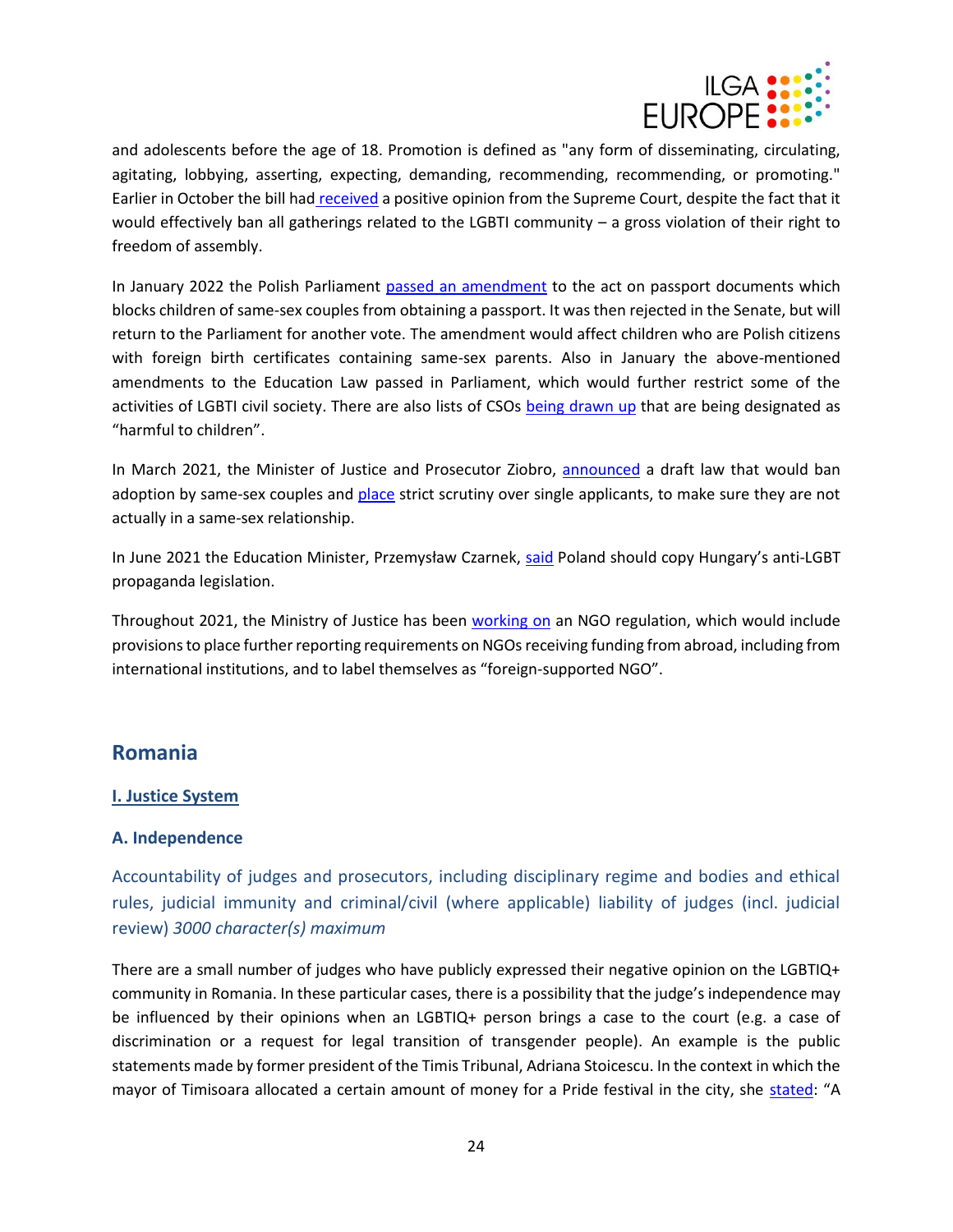and adolescents before the age of 18. Promotion is defined as "any form of disseminating, circulating, agitating, lobbying, asserting, expecting, demanding, recommending, recommending, or promoting." Earlier in October the bill had received a positive opinion from the Supreme Court, despite the fact that it would effectively ban all gatherings related to the LGBTI community – a gross violation of their right to freedom of assembly.

In January 2022 the Polish Parliament passed an amendment to the act on passport documents which blocks children of same-sex couples from obtaining a passport. It was then rejected in the Senate, but will return to the Parliament for another vote. The amendment would affect children who are Polish citizens with foreign birth certificates containing same-sex parents. Also in January the above-mentioned amendments to the Education Law passed in Parliament, which would further restrict some of the activities of LGBTI civil society. There are also lists of CSOs being drawn up that are being designated as "harmful to children".

In March 2021, the Minister of Justice and Prosecutor Ziobro, announced a draft law that would ban adoption by same-sex couples and place strict scrutiny over single applicants, to make sure they are not actually in a same-sex relationship.

In June 2021 the Education Minister, Przemysław Czarnek, said Poland should copy Hungary's anti-LGBT propaganda legislation.

Throughout 2021, the Ministry of Justice has been working on an NGO regulation, which would include provisions to place further reporting requirements on NGOs receiving funding from abroad, including from international institutions, and to label themselves as "foreign-supported NGO".

## Romania

### I. Justice System

### A. Independence

Accountability of judges and prosecutors, including disciplinary regime and bodies and ethical rules, judicial immunity and criminal/civil (where applicable) liability of judges (incl. judicial review) *3000 character(s) maximum*

There are a small number of judges who have publicly expressed their negative opinion on the LGBTIQ+ community in Romania. In these particular cases, there is a possibility that the judge's independence may be influenced by their opinions when an LGBTIQ+ person brings a case to the court (e.g. a case of discrimination or a request for legal transition of transgender people). An example is the public statements made by former president of the Timis Tribunal, Adriana Stoicescu. In the context in which the mayor of Timisoara allocated a certain amount of money for a Pride festival in the city, she stated: "A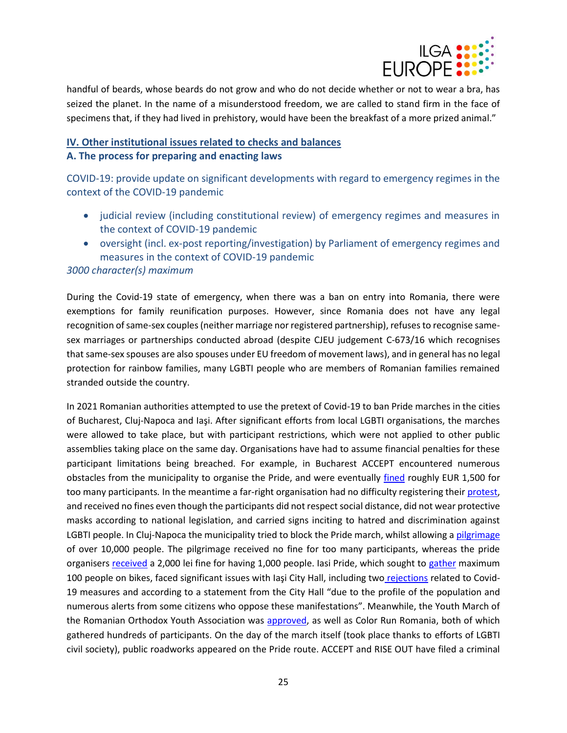handful of beards, whose beards do not grow and who do not decide whether or not to wear a bra, has seized the planet. In the name of a misunderstood freedom, we are called to stand firm in the face of specimens that, if they had lived in prehistory, would have been the breakfast of a more prized animal."

## IV. Other institutional issues related to checks and balances

### A. The process for preparing and enacting laws

COVID-19: provide update on significant developments with regard to emergency regimes in the context of the COVID-19 pandemic

- judicial review (including constitutional review) of emergency regimes and measures in the context of COVID-19 pandemic
- oversight (incl. ex-post reporting/investigation) by Parliament of emergency regimes and measures in the context of COVID-19 pandemic

*3000 character(s) maximum*

During the Covid-19 state of emergency, when there was a ban on entry into Romania, there were exemptions for family reunification purposes. However, since Romania does not have any legal recognition of same-sex couples (neither marriage nor registered partnership), refuses to recognise same-sex marriages or partnerships conducted abroad (despite CJEU judgement C-673/16 which recognises that same-sex spouses are also spouses under EU freedom of movement laws), and in general has no legal protection for rainbow families, many LGBTI people who are members of Romanian families remained stranded outside the country.

In 2021 Romanian authorities attempted to use the pretext of Covid-19 to ban Pride marches in the cities of Bucharest, Cluj-Napoca and Iaşi. After significant efforts from local LGBTI organisations, the marches were allowed to take place, but with participant restrictions, which were not applied to other public assemblies taking place on the same day. Organisations have had to assume financial penalties for these participant limitations being breached. For example, in Bucharest ACCEPT encountered numerous obstacles from the municipality to organise the Pride, and were eventually fined roughly EUR 1,500 for too many participants. In the meantime a far-right organisation had no difficulty registering their protest, and received no fines even though the participants did not respect social distance, did not wear protective masks according to national legislation, and carried signs inciting to hatred and discrimination against LGBTI people. In Cluj-Napoca the municipality tried to block the Pride march, whilst allowing a pilgrimage of over 10,000 people. The pilgrimage received no fine for too many participants, whereas the pride organisers received a 2,000 lei fine for having 1,000 people. Iasi Pride, which sought to gather maximum 100 people on bikes, faced significant issues with Iaşi City Hall, including two rejections related to Covid-19 measures and according to a statement from the City Hall "due to the profile of the population and numerous alerts from some citizens who oppose these manifestations". Meanwhile, the Youth March of the Romanian Orthodox Youth Association was approved, as well as Color Run Romania, both of which gathered hundreds of participants. On the day of the march itself (took place thanks to efforts of LGBTI civil society), public roadworks appeared on the Pride route. ACCEPT and RISE OUT have filed a criminal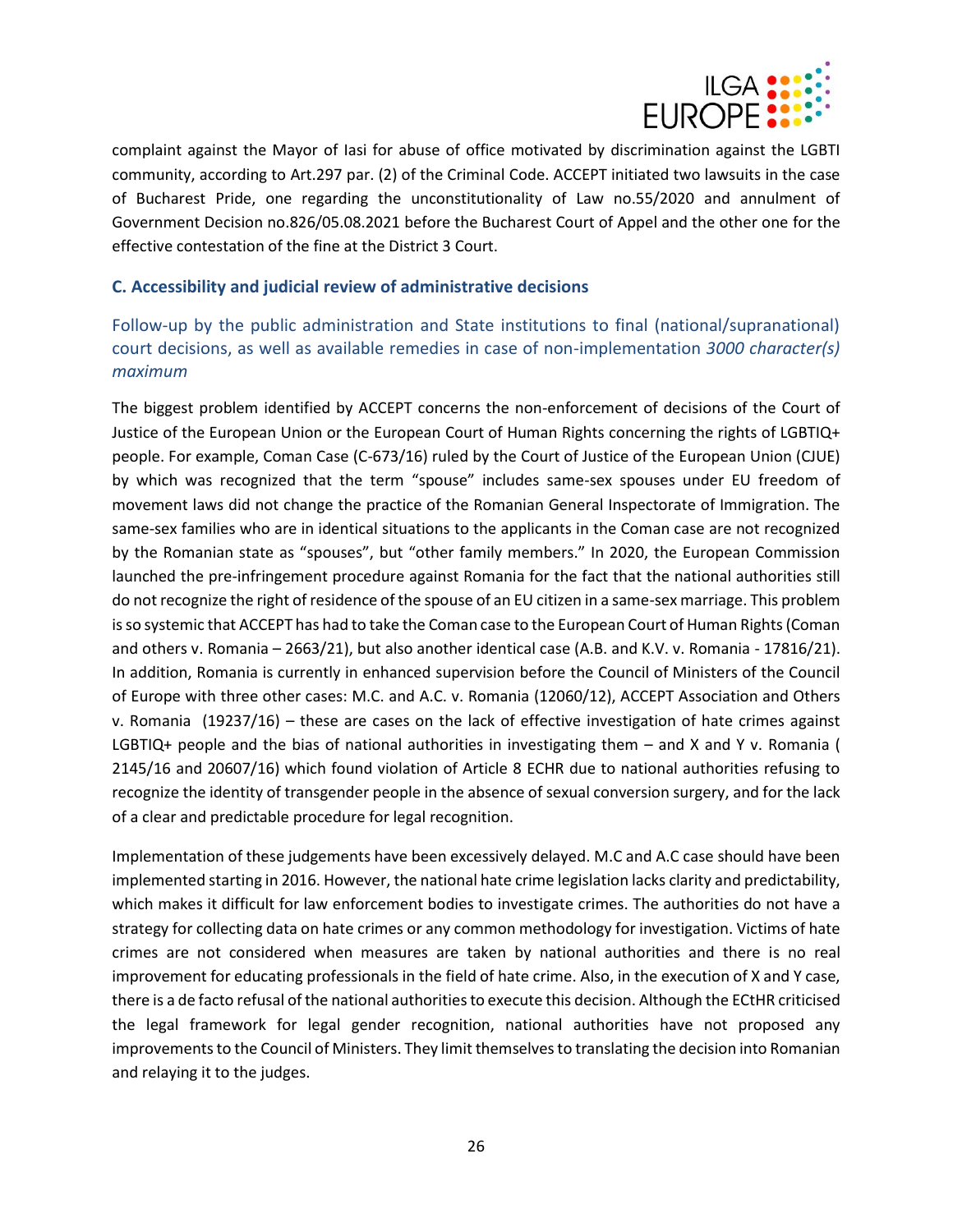complaint against the Mayor of Iasi for abuse of office motivated by discrimination against the LGBTI community, according to Art.297 par. (2) of the Criminal Code. ACCEPT initiated two lawsuits in the case of Bucharest Pride, one regarding the unconstitutionality of Law no.55/2020 and annulment of Government Decision no.826/05.08.2021 before the Bucharest Court of Appel and the other one for the effective contestation of the fine at the District 3 Court.

### C. Accessibility and judicial review of administrative decisions

#### Follow-up by the public administration and State institutions to final (national/supranational) court decisions, as well as available remedies in case of non-implementation *3000 character(s) maximum*

The biggest problem identified by ACCEPT concerns the non-enforcement of decisions of the Court of Justice of the European Union or the European Court of Human Rights concerning the rights of LGBTIQ+ people. For example, Coman Case (C-673/16) ruled by the Court of Justice of the European Union (CJUE) by which was recognized that the term "spouse" includes same-sex spouses under EU freedom of movement laws did not change the practice of the Romanian General Inspectorate of Immigration. The same-sex families who are in identical situations to the applicants in the Coman case are not recognized by the Romanian state as "spouses", but "other family members." In 2020, the European Commission launched the pre-infringement procedure against Romania for the fact that the national authorities still do not recognize the right of residence of the spouse of an EU citizen in a same-sex marriage. This problem is so systemic that ACCEPT has had to take the Coman case to the European Court of Human Rights (Coman and others v. Romania – 2663/21), but also another identical case (A.B. and K.V. v. Romania - 17816/21). In addition, Romania is currently in enhanced supervision before the Council of Ministers of the Council of Europe with three other cases: M.C. and A.C. v. Romania (12060/12), ACCEPT Association and Others v. Romania (19237/16) – these are cases on the lack of effective investigation of hate crimes against LGBTIQ+ people and the bias of national authorities in investigating them – and X and Y v. Romania ( 2145/16 and 20607/16) which found violation of Article 8 ECHR due to national authorities refusing to recognize the identity of transgender people in the absence of sexual conversion surgery, and for the lack of a clear and predictable procedure for legal recognition.

Implementation of these judgements have been excessively delayed. M.C and A.C case should have been implemented starting in 2016. However, the national hate crime legislation lacks clarity and predictability, which makes it difficult for law enforcement bodies to investigate crimes. The authorities do not have a strategy for collecting data on hate crimes or any common methodology for investigation. Victims of hate crimes are not considered when measures are taken by national authorities and there is no real improvement for educating professionals in the field of hate crime. Also, in the execution of X and Y case, there is a de facto refusal of the national authorities to execute this decision. Although the ECtHR criticised the legal framework for legal gender recognition, national authorities have not proposed any improvements to the Council of Ministers. They limit themselves to translating the decision into Romanian and relaying it to the judges.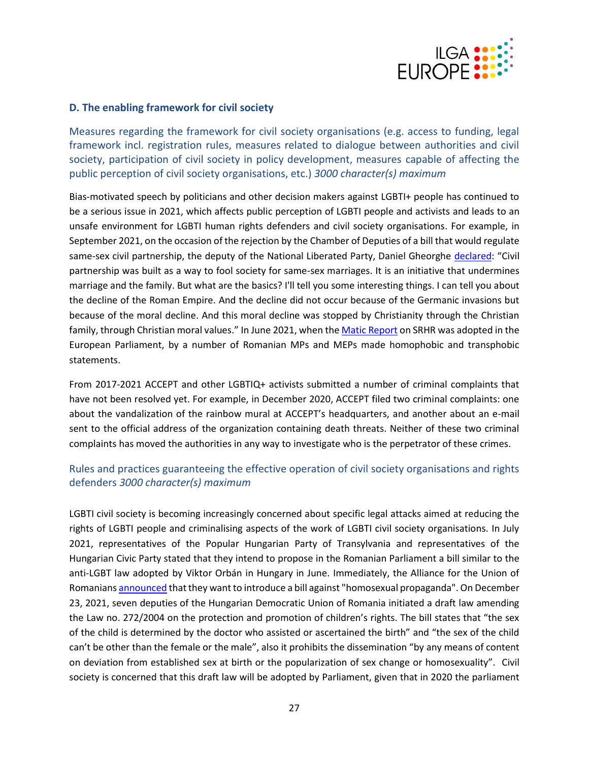### D. The enabling framework for civil society

Measures regarding the framework for civil society organisations (e.g. access to funding, legal framework incl. registration rules, measures related to dialogue between authorities and civil society, participation of civil society in policy development, measures capable of affecting the public perception of civil society organisations, etc.) *3000 character(s) maximum*

Bias-motivated speech by politicians and other decision makers against LGBTI+ people has continued to be a serious issue in 2021, which affects public perception of LGBTI people and activists and leads to an unsafe environment for LGBTI human rights defenders and civil society organisations. For example, in September 2021, on the occasion of the rejection by the Chamber of Deputies of a bill that would regulate same-sex civil partnership, the deputy of the National Liberated Party, Daniel Gheorghe declared: "Civil partnership was built as a way to fool society for same-sex marriages. It is an initiative that undermines marriage and the family. But what are the basics? I'll tell you some interesting things. I can tell you about the decline of the Roman Empire. And the decline did not occur because of the Germanic invasions but because of the moral decline. And this moral decline was stopped by Christianity through the Christian family, through Christian moral values." In June 2021, when the Matic Report on SRHR was adopted in the European Parliament, by a number of Romanian MPs and MEPs made homophobic and transphobic statements.

From 2017-2021 ACCEPT and other LGBTIQ+ activists submitted a number of criminal complaints that have not been resolved yet. For example, in December 2020, ACCEPT filed two criminal complaints: one about the vandalization of the rainbow mural at ACCEPT's headquarters, and another about an e-mail sent to the official address of the organization containing death threats. Neither of these two criminal complaints has moved the authorities in any way to investigate who is the perpetrator of these crimes.

Rules and practices guaranteeing the effective operation of civil society organisations and rights defenders *3000 character(s) maximum*

LGBTI civil society is becoming increasingly concerned about specific legal attacks aimed at reducing the rights of LGBTI people and criminalising aspects of the work of LGBTI civil society organisations. In July 2021, representatives of the Popular Hungarian Party of Transylvania and representatives of the Hungarian Civic Party stated that they intend to propose in the Romanian Parliament a bill similar to the anti-LGBT law adopted by Viktor Orbán in Hungary in June. Immediately, the Alliance for the Union of Romanians announced that they want to introduce a bill against "homosexual propaganda". On December 23, 2021, seven deputies of the Hungarian Democratic Union of Romania initiated a draft law amending the Law no. 272/2004 on the protection and promotion of children's rights. The bill states that "the sex of the child is determined by the doctor who assisted or ascertained the birth" and "the sex of the child can't be other than the female or the male", also it prohibits the dissemination "by any means of content on deviation from established sex at birth or the popularization of sex change or homosexuality". Civil society is concerned that this draft law will be adopted by Parliament, given that in 2020 the parliament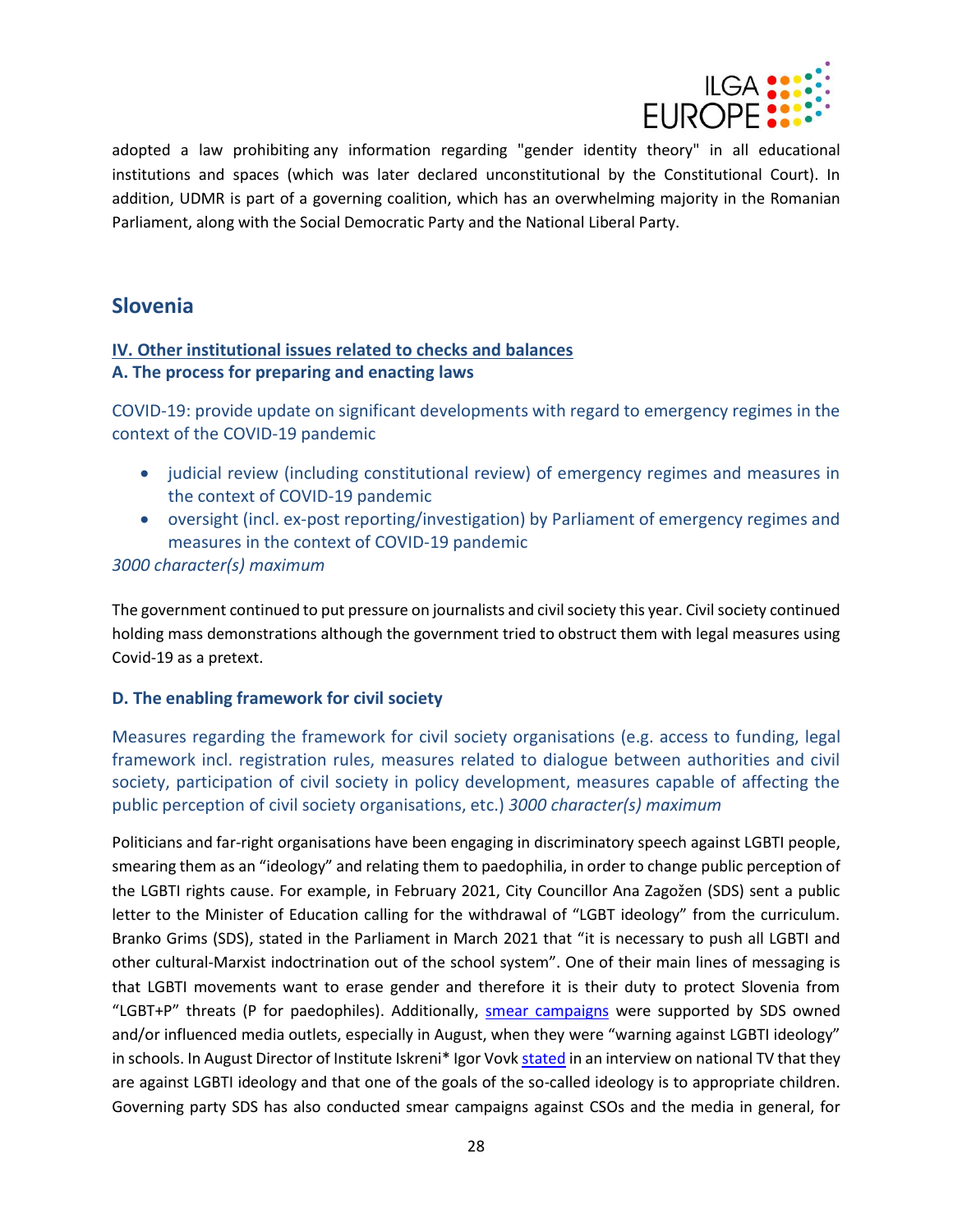adopted a law prohibiting any information regarding "gender identity theory" in all educational institutions and spaces (which was later declared unconstitutional by the Constitutional Court). In addition, UDMR is part of a governing coalition, which has an overwhelming majority in the Romanian Parliament, along with the Social Democratic Party and the National Liberal Party.

## Slovenia

### IV. Other institutional issues related to checks and balances

### A. The process for preparing and enacting laws

COVID-19: provide update on significant developments with regard to emergency regimes in the context of the COVID-19 pandemic

- judicial review (including constitutional review) of emergency regimes and measures in the context of COVID-19 pandemic
- oversight (incl. ex-post reporting/investigation) by Parliament of emergency regimes and measures in the context of COVID-19 pandemic

*3000 character(s) maximum*

The government continued to put pressure on journalists and civil society this year. Civil society continued holding mass demonstrations although the government tried to obstruct them with legal measures using Covid-19 as a pretext.

### D. The enabling framework for civil society

Measures regarding the framework for civil society organisations (e.g. access to funding, legal framework incl. registration rules, measures related to dialogue between authorities and civil society, participation of civil society in policy development, measures capable of affecting the public perception of civil society organisations, etc.) *3000 character(s) maximum*

Politicians and far-right organisations have been engaging in discriminatory speech against LGBTI people, smearing them as an "ideology" and relating them to paedophilia, in order to change public perception of the LGBTI rights cause. For example, in February 2021, City Councillor Ana Zagožen (SDS) sent a public letter to the Minister of Education calling for the withdrawal of "LGBT ideology" from the curriculum. Branko Grims (SDS), stated in the Parliament in March 2021 that "it is necessary to push all LGBTI and other cultural-Marxist indoctrination out of the school system". One of their main lines of messaging is that LGBTI movements want to erase gender and therefore it is their duty to protect Slovenia from "LGBT+P" threats (P for paedophiles). Additionally, smear campaigns were supported by SDS owned and/or influenced media outlets, especially in August, when they were "warning against LGBTI ideology" in schools. In August Director of Institute Iskreni* Igor Vovk stated in an interview on national TV that they are against LGBTI ideology and that one of the goals of the so-called ideology is to appropriate children. Governing party SDS has also conducted smear campaigns against CSOs and the media in general, for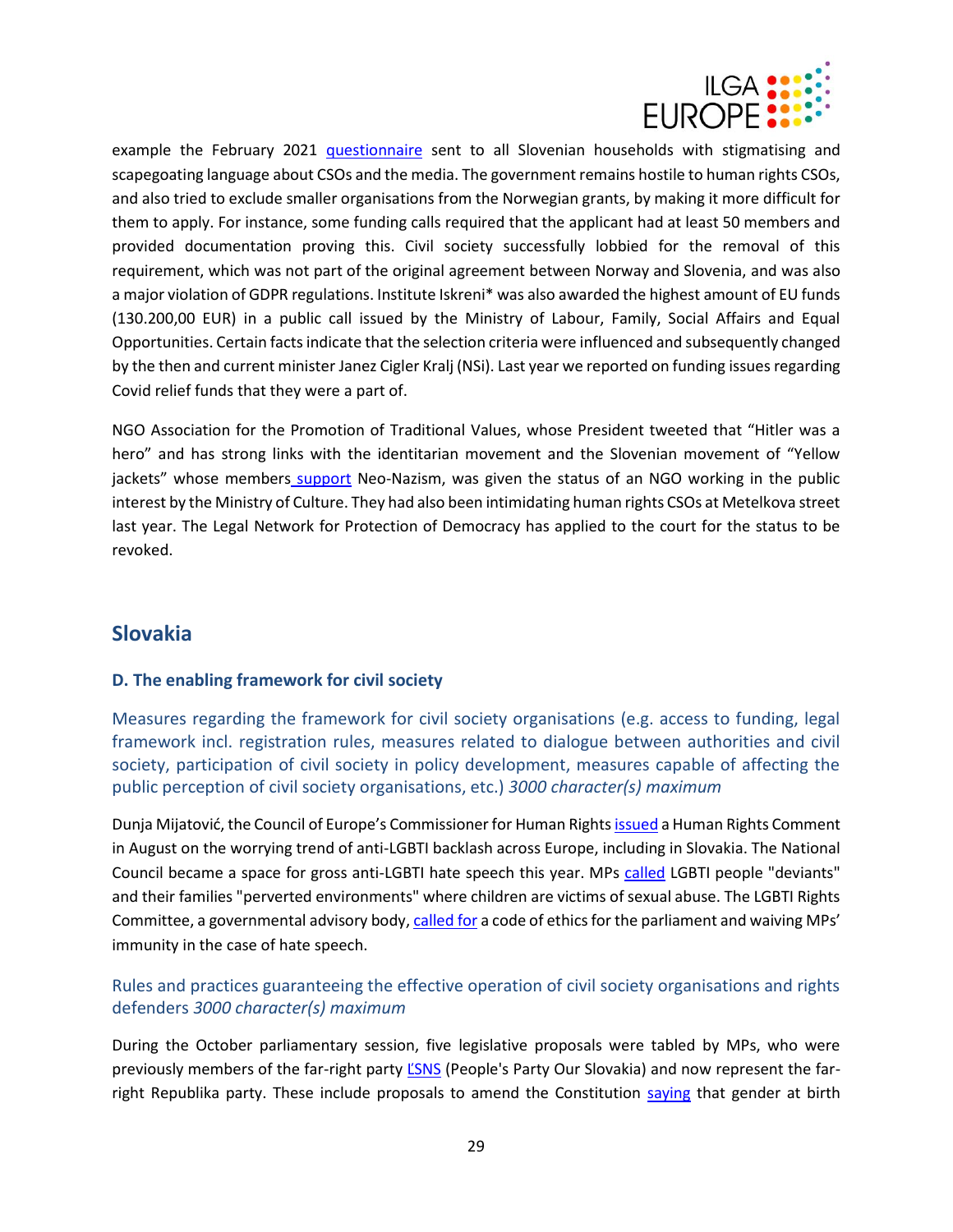example the February 2021 questionnaire sent to all Slovenian households with stigmatising and scapegoating language about CSOs and the media. The government remains hostile to human rights CSOs, and also tried to exclude smaller organisations from the Norwegian grants, by making it more difficult for them to apply. For instance, some funding calls required that the applicant had at least 50 members and provided documentation proving this. Civil society successfully lobbied for the removal of this requirement, which was not part of the original agreement between Norway and Slovenia, and was also a major violation of GDPR regulations. Institute Iskreni* was also awarded the highest amount of EU funds (130.200,00 EUR) in a public call issued by the Ministry of Labour, Family, Social Affairs and Equal Opportunities. Certain facts indicate that the selection criteria were influenced and subsequently changed by the then and current minister Janez Cigler Kralj (NSi). Last year we reported on funding issues regarding Covid relief funds that they were a part of.

NGO Association for the Promotion of Traditional Values, whose President tweeted that "Hitler was a hero" and has strong links with the identitarian movement and the Slovenian movement of "Yellow jackets" whose members support Neo-Nazism, was given the status of an NGO working in the public interest by the Ministry of Culture. They had also been intimidating human rights CSOs at Metelkova street last year. The Legal Network for Protection of Democracy has applied to the court for the status to be revoked.

## Slovakia

### D. The enabling framework for civil society

Measures regarding the framework for civil society organisations (e.g. access to funding, legal framework incl. registration rules, measures related to dialogue between authorities and civil society, participation of civil society in policy development, measures capable of affecting the public perception of civil society organisations, etc.) *3000 character(s) maximum*

Dunja Mijatović, the Council of Europe's Commissioner for Human Rights issued a Human Rights Comment in August on the worrying trend of anti-LGBTI backlash across Europe, including in Slovakia. The National Council became a space for gross anti-LGBTI hate speech this year. MPs called LGBTI people "deviants" and their families "perverted environments" where children are victims of sexual abuse. The LGBTI Rights Committee, a governmental advisory body, called for a code of ethics for the parliament and waiving MPs' immunity in the case of hate speech.

Rules and practices guaranteeing the effective operation of civil society organisations and rights defenders *3000 character(s) maximum*

During the October parliamentary session, five legislative proposals were tabled by MPs, who were previously members of the far-right party ĽSNS (People's Party Our Slovakia) and now represent the far-right Republika party. These include proposals to amend the Constitution saying that gender at birth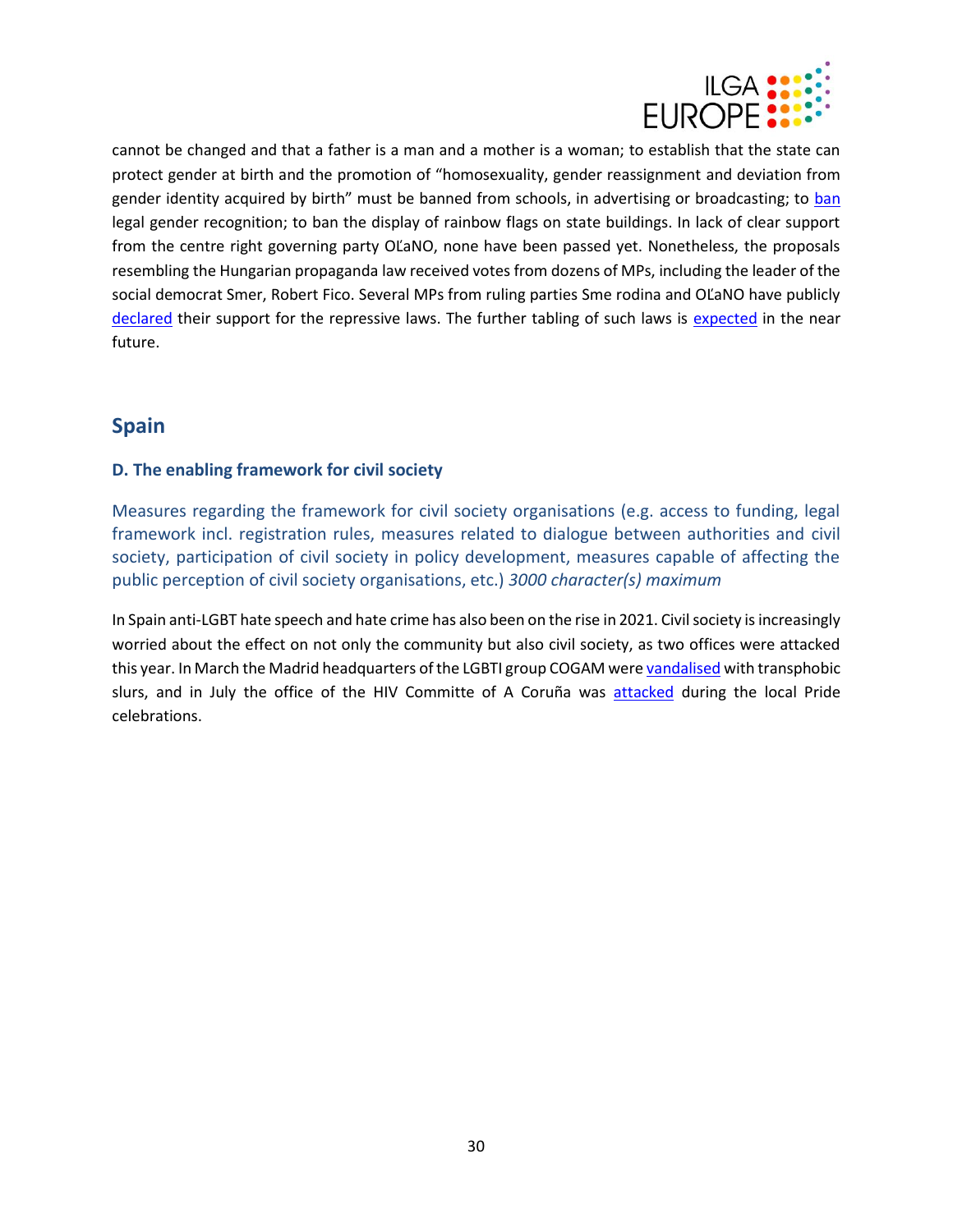cannot be changed and that a father is a man and a mother is a woman; to establish that the state can protect gender at birth and the promotion of "homosexuality, gender reassignment and deviation from gender identity acquired by birth" must be banned from schools, in advertising or broadcasting; to ban legal gender recognition; to ban the display of rainbow flags on state buildings. In lack of clear support from the centre right governing party OĽaNO, none have been passed yet. Nonetheless, the proposals resembling the Hungarian propaganda law received votes from dozens of MPs, including the leader of the social democrat Smer, Robert Fico. Several MPs from ruling parties Sme rodina and OĽaNO have publicly declared their support for the repressive laws. The further tabling of such laws is expected in the near future.

## Spain

### D. The enabling framework for civil society

Measures regarding the framework for civil society organisations (e.g. access to funding, legal framework incl. registration rules, measures related to dialogue between authorities and civil society, participation of civil society in policy development, measures capable of affecting the public perception of civil society organisations, etc.) *3000 character(s) maximum*

In Spain anti-LGBT hate speech and hate crime has also been on the rise in 2021. Civil society is increasingly worried about the effect on not only the community but also civil society, as two offices were attacked this year. In March the Madrid headquarters of the LGBTI group COGAM were vandalised with transphobic slurs, and in July the office of the HIV Committe of A Coruña was attacked during the local Pride celebrations.